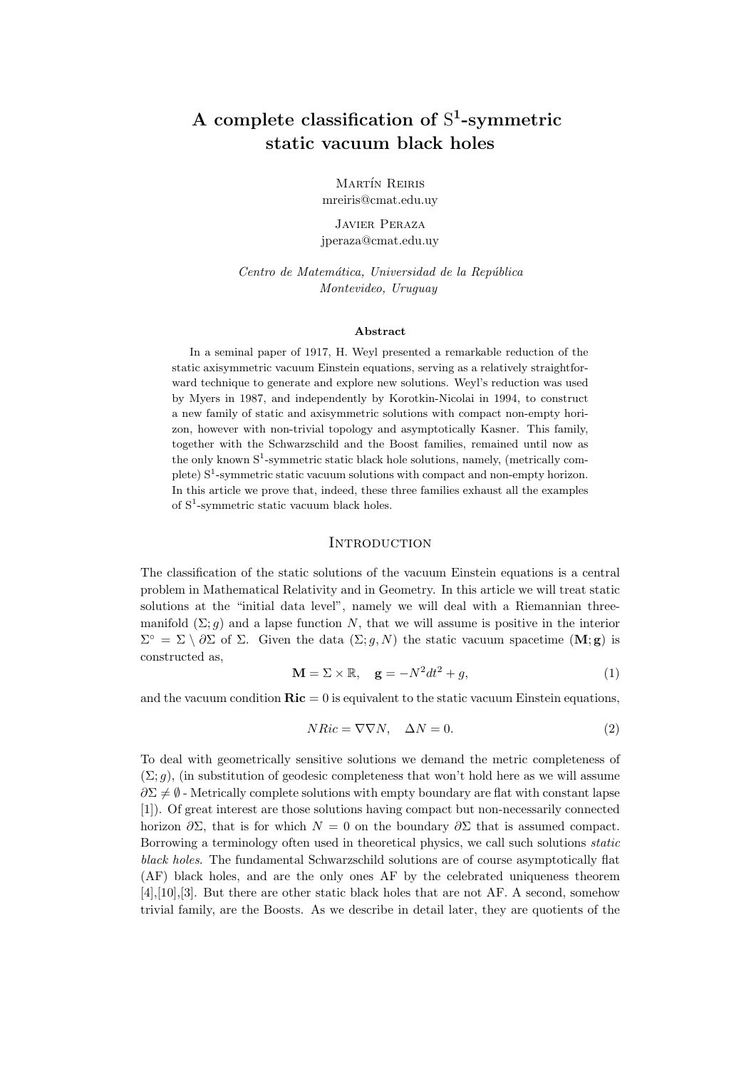# A complete classification of $\mathrm{S}^1$-symmetric static vacuum black holes

Martín Reiris
mreiris@cmat.edu.uy

Javier Peraza
jperaza@cmat.edu.uy

*Centro de Matemática, Universidad de la República*
*Montevideo, Uruguay*

**Abstract**

In a seminal paper of 1917, H. Weyl presented a remarkable reduction of the static axisymmetric vacuum Einstein equations, serving as a relatively straightforward technique to generate and explore new solutions. Weyl's reduction was used by Myers in 1987, and independently by Korotkin-Nicolai in 1994, to construct a new family of static and axisymmetric solutions with compact non-empty horizon, however with non-trivial topology and asymptotically Kasner. This family, together with the Schwarzschild and the Boost families, remained until now as the only known $\mathrm{S}^1$-symmetric static black hole solutions, namely, (metrically complete) $\mathrm{S}^1$-symmetric static vacuum solutions with compact and non-empty horizon. In this article we prove that, indeed, these three families exhaust all the examples of $\mathrm{S}^1$-symmetric static vacuum black holes.

## Introduction

The classification of the static solutions of the vacuum Einstein equations is a central problem in Mathematical Relativity and in Geometry. In this article we will treat static solutions at the "initial data level", namely we will deal with a Riemannian three-manifold $(\Sigma; g)$ and a lapse function $N$, that we will assume is positive in the interior $\Sigma^\circ = \Sigma \setminus \partial\Sigma$ of $\Sigma$. Given the data $(\Sigma; g, N)$ the static vacuum spacetime $(\mathbf{M}; \mathbf{g})$ is constructed as,

$$\mathbf{M} = \Sigma \times \mathbb{R}, \quad \mathbf{g} = -N^2 dt^2 + g, \tag{1}$$

and the vacuum condition $\mathbf{Ric} = 0$ is equivalent to the static vacuum Einstein equations,

$$N Ric = \nabla\nabla N, \quad \Delta N = 0. \tag{2}$$

To deal with geometrically sensitive solutions we demand the metric completeness of $(\Sigma; g)$, (in substitution of geodesic completeness that won't hold here as we will assume $\partial\Sigma \neq \emptyset$ - Metrically complete solutions with empty boundary are flat with constant lapse [1]). Of great interest are those solutions having compact but non-necessarily connected horizon $\partial\Sigma$, that is for which $N = 0$ on the boundary $\partial\Sigma$ that is assumed compact. Borrowing a terminology often used in theoretical physics, we call such solutions *static black holes*. The fundamental Schwarzschild solutions are of course asymptotically flat (AF) black holes, and are the only ones AF by the celebrated uniqueness theorem [4],[10],[3]. But there are other static black holes that are not AF. A second, somehow trivial family, are the Boosts. As we describe in detail later, they are quotients of the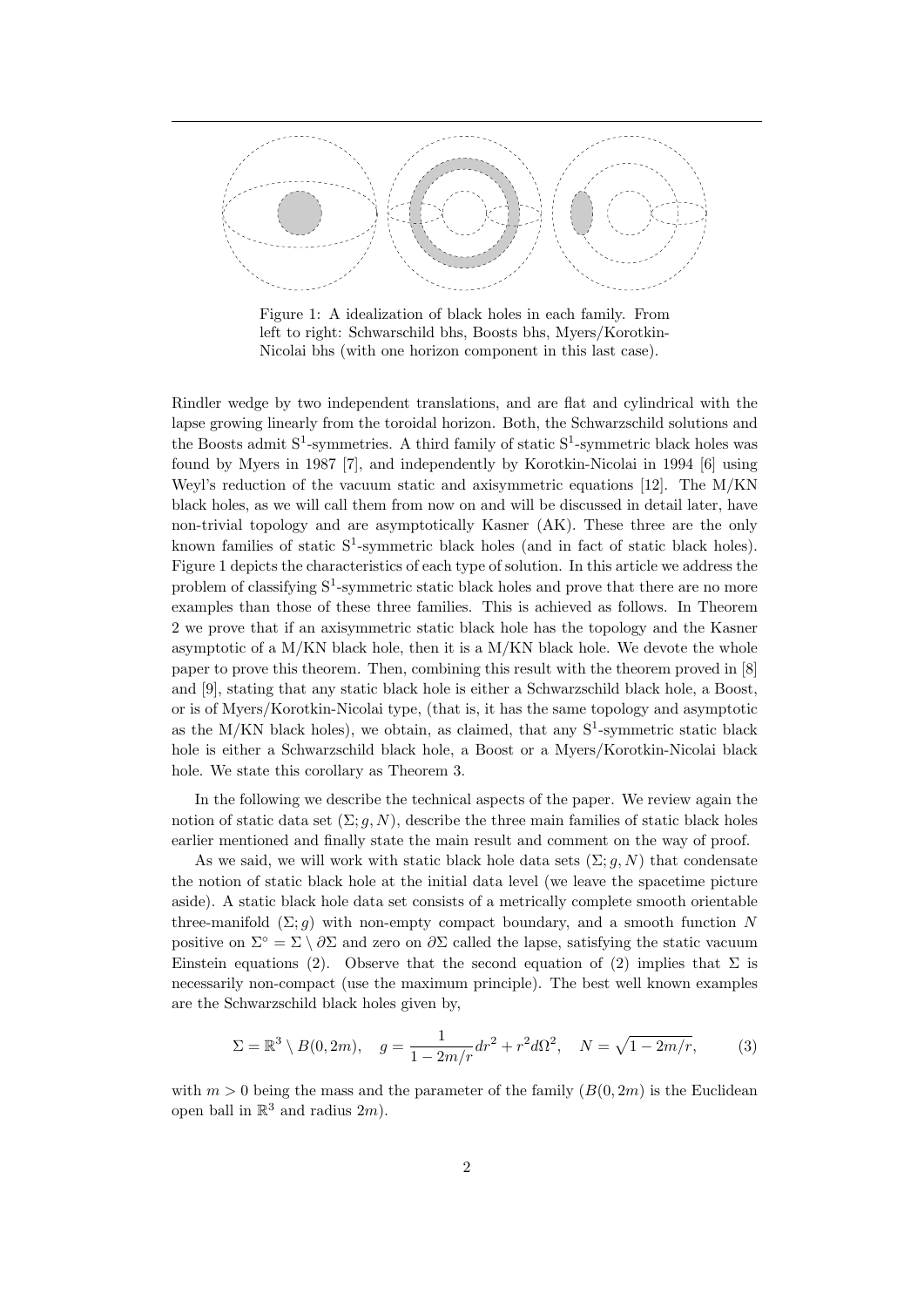Figure 1: A idealization of black holes in each family. From left to right: Schwarschild bhs, Boosts bhs, Myers/Korotkin-Nicolai bhs (with one horizon component in this last case).

Rindler wedge by two independent translations, and are flat and cylindrical with the lapse growing linearly from the toroidal horizon. Both, the Schwarzschild solutions and the Boosts admit $S^1$-symmetries. A third family of static $S^1$-symmetric black holes was found by Myers in 1987 [7], and independently by Korotkin-Nicolai in 1994 [6] using Weyl's reduction of the vacuum static and axisymmetric equations [12]. The M/KN black holes, as we will call them from now on and will be discussed in detail later, have non-trivial topology and are asymptotically Kasner (AK). These three are the only known families of static $S^1$-symmetric black holes (and in fact of static black holes). Figure 1 depicts the characteristics of each type of solution. In this article we address the problem of classifying $S^1$-symmetric static black holes and prove that there are no more examples than those of these three families. This is achieved as follows. In Theorem 2 we prove that if an axisymmetric static black hole has the topology and the Kasner asymptotic of a M/KN black hole, then it is a M/KN black hole. We devote the whole paper to prove this theorem. Then, combining this result with the theorem proved in [8] and [9], stating that any static black hole is either a Schwarzschild black hole, a Boost, or is of Myers/Korotkin-Nicolai type, (that is, it has the same topology and asymptotic as the M/KN black holes), we obtain, as claimed, that any $S^1$-symmetric static black hole is either a Schwarzschild black hole, a Boost or a Myers/Korotkin-Nicolai black hole. We state this corollary as Theorem 3.

In the following we describe the technical aspects of the paper. We review again the notion of static data set $(\Sigma; g, N)$, describe the three main families of static black holes earlier mentioned and finally state the main result and comment on the way of proof.

As we said, we will work with static black hole data sets $(\Sigma; g, N)$ that condensate the notion of static black hole at the initial data level (we leave the spacetime picture aside). A static black hole data set consists of a metrically complete smooth orientable three-manifold $(\Sigma; g)$ with non-empty compact boundary, and a smooth function $N$ positive on $\Sigma^\circ = \Sigma \setminus \partial\Sigma$ and zero on $\partial\Sigma$ called the lapse, satisfying the static vacuum Einstein equations (2). Observe that the second equation of (2) implies that $\Sigma$ is necessarily non-compact (use the maximum principle). The best well known examples are the Schwarzschild black holes given by,

$$\Sigma = \mathbb{R}^3 \setminus B(0, 2m), \quad g = \frac{1}{1 - 2m/r} dr^2 + r^2 d\Omega^2, \quad N = \sqrt{1 - 2m/r}, \tag{3}$$

with $m > 0$ being the mass and the parameter of the family ($B(0, 2m)$ is the Euclidean open ball in $\mathbb{R}^3$ and radius $2m$).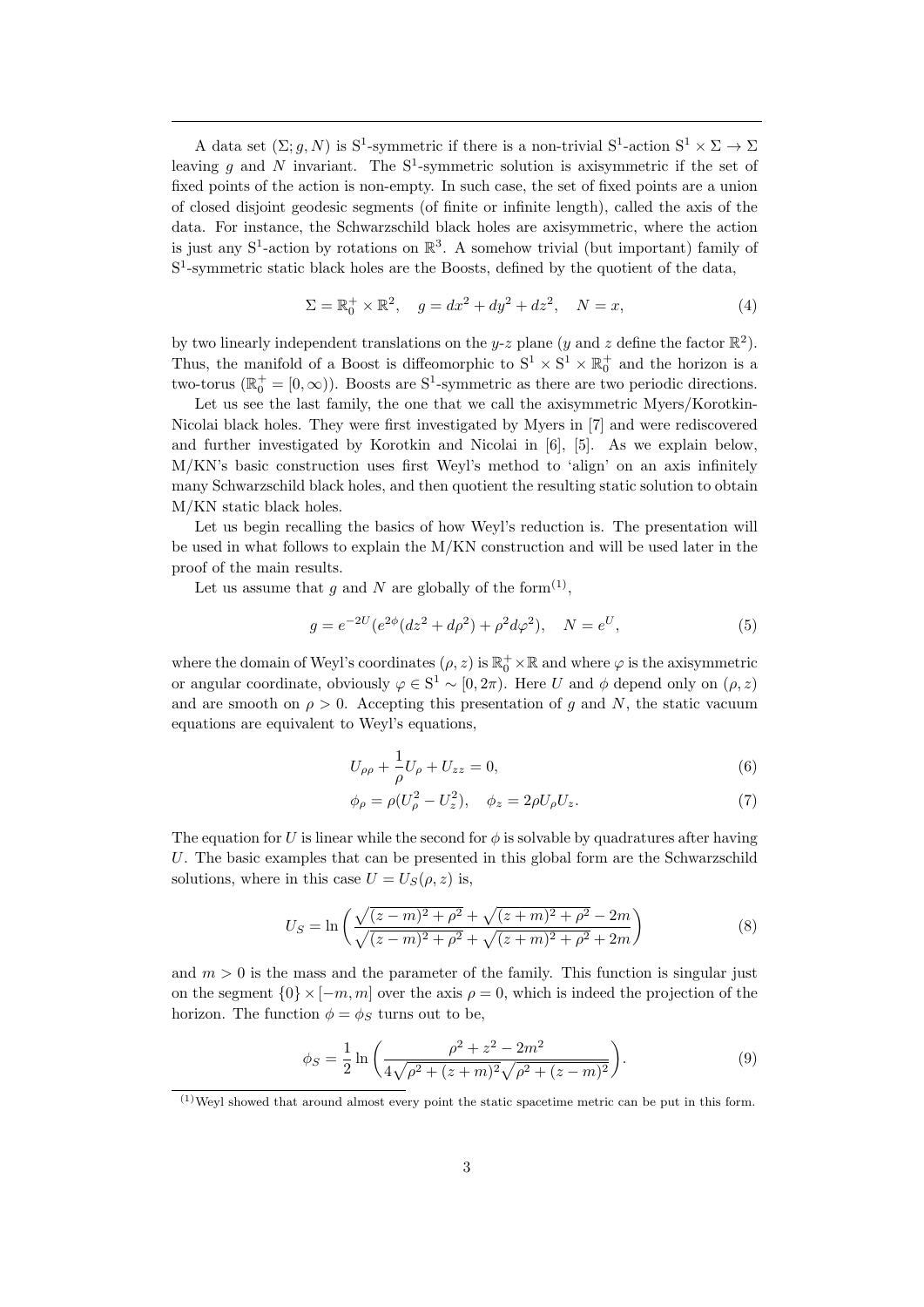A data set $(\Sigma; g, N)$ is $S^1$-symmetric if there is a non-trivial $S^1$-action $S^1 \times \Sigma \to \Sigma$ leaving $g$ and $N$ invariant. The $S^1$-symmetric solution is axisymmetric if the set of fixed points of the action is non-empty. In such case, the set of fixed points are a union of closed disjoint geodesic segments (of finite or infinite length), called the axis of the data. For instance, the Schwarzschild black holes are axisymmetric, where the action is just any $S^1$-action by rotations on $\mathbb{R}^3$. A somehow trivial (but important) family of $S^1$-symmetric static black holes are the Boosts, defined by the quotient of the data,

$$\Sigma = \mathbb{R}^+_0 \times \mathbb{R}^2, \quad g = dx^2 + dy^2 + dz^2, \quad N = x, \tag{4}$$

by two linearly independent translations on the $y$-$z$ plane ($y$ and $z$ define the factor $\mathbb{R}^2$). Thus, the manifold of a Boost is diffeomorphic to $S^1 \times S^1 \times \mathbb{R}^+_0$ and the horizon is a two-torus ($\mathbb{R}^+_0 = [0, \infty)$). Boosts are $S^1$-symmetric as there are two periodic directions.

Let us see the last family, the one that we call the axisymmetric Myers/Korotkin-Nicolai black holes. They were first investigated by Myers in [7] and were rediscovered and further investigated by Korotkin and Nicolai in [6], [5]. As we explain below, M/KN's basic construction uses first Weyl's method to 'align' on an axis infinitely many Schwarzschild black holes, and then quotient the resulting static solution to obtain M/KN static black holes.

Let us begin recalling the basics of how Weyl's reduction is. The presentation will be used in what follows to explain the M/KN construction and will be used later in the proof of the main results.

Let us assume that $g$ and $N$ are globally of the form[(1)],

$$g = e^{-2U}(e^{2\phi}(dz^2 + d\rho^2) + \rho^2 d\varphi^2), \quad N = e^U, \tag{5}$$

where the domain of Weyl's coordinates $(\rho, z)$ is $\mathbb{R}^+_0 \times \mathbb{R}$ and where $\varphi$ is the axisymmetric or angular coordinate, obviously $\varphi \in S^1 \sim [0, 2\pi)$. Here $U$ and $\phi$ depend only on $(\rho, z)$ and are smooth on $\rho > 0$. Accepting this presentation of $g$ and $N$, the static vacuum equations are equivalent to Weyl's equations,

$$U_{\rho\rho} + \frac{1}{\rho}U_\rho + U_{zz} = 0, \tag{6}$$

$$\phi_\rho = \rho(U_\rho^2 - U_z^2), \quad \phi_z = 2\rho U_\rho U_z. \tag{7}$$

The equation for $U$ is linear while the second for $\phi$ is solvable by quadratures after having $U$. The basic examples that can be presented in this global form are the Schwarzschild solutions, where in this case $U = U_S(\rho, z)$ is,

$$U_S = \ln\left(\frac{\sqrt{(z-m)^2 + \rho^2} + \sqrt{(z+m)^2 + \rho^2} - 2m}{\sqrt{(z-m)^2 + \rho^2} + \sqrt{(z+m)^2 + \rho^2} + 2m}\right) \tag{8}$$

and $m > 0$ is the mass and the parameter of the family. This function is singular just on the segment $\{0\} \times [-m, m]$ over the axis $\rho = 0$, which is indeed the projection of the horizon. The function $\phi = \phi_S$ turns out to be,

$$\phi_S = \frac{1}{2}\ln\left(\frac{\rho^2 + z^2 - 2m^2}{4\sqrt{\rho^2 + (z+m)^2}\sqrt{\rho^2 + (z-m)^2}}\right). \tag{9}$$

---

(1) Weyl showed that around almost every point the static spacetime metric can be put in this form.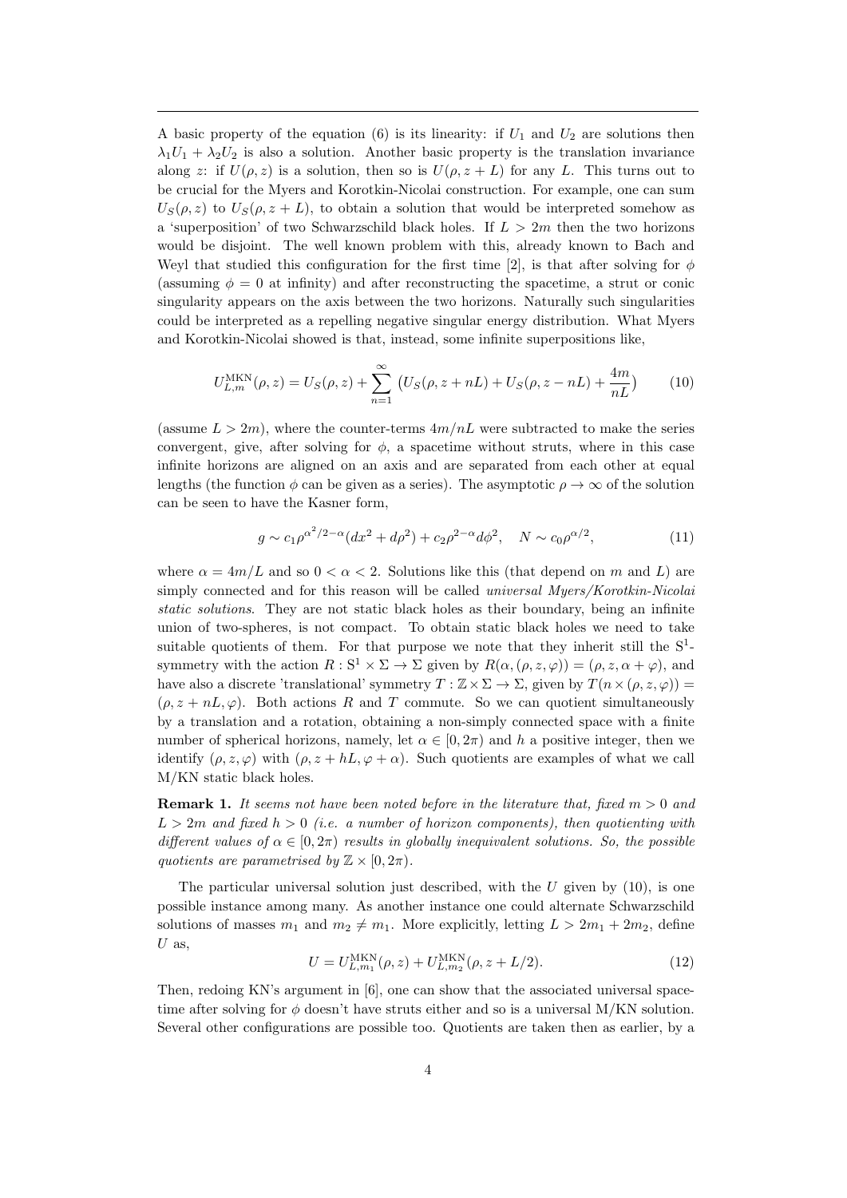A basic property of the equation (6) is its linearity: if $U_1$ and $U_2$ are solutions then $\lambda_1 U_1 + \lambda_2 U_2$ is also a solution. Another basic property is the translation invariance along $z$: if $U(\rho, z)$ is a solution, then so is $U(\rho, z + L)$ for any $L$. This turns out to be crucial for the Myers and Korotkin-Nicolai construction. For example, one can sum $U_S(\rho, z)$ to $U_S(\rho, z + L)$, to obtain a solution that would be interpreted somehow as a 'superposition' of two Schwarzschild black holes. If $L > 2m$ then the two horizons would be disjoint. The well known problem with this, already known to Bach and Weyl that studied this configuration for the first time [2], is that after solving for $\phi$ (assuming $\phi = 0$ at infinity) and after reconstructing the spacetime, a strut or conic singularity appears on the axis between the two horizons. Naturally such singularities could be interpreted as a repelling negative singular energy distribution. What Myers and Korotkin-Nicolai showed is that, instead, some infinite superpositions like,

$$U^{\rm MKN}_{L,m}(\rho, z) = U_S(\rho, z) + \sum_{n=1}^{\infty} \left( U_S(\rho, z + nL) + U_S(\rho, z - nL) + \frac{4m}{nL} \right) \tag{10}$$

(assume $L > 2m$), where the counter-terms $4m/nL$ were subtracted to make the series convergent, give, after solving for $\phi$, a spacetime without struts, where in this case infinite horizons are aligned on an axis and are separated from each other at equal lengths (the function $\phi$ can be given as a series). The asymptotic $\rho \to \infty$ of the solution can be seen to have the Kasner form,

$$g \sim c_1 \rho^{\alpha^2/2 - \alpha}(dx^2 + d\rho^2) + c_2 \rho^{2-\alpha} d\phi^2, \quad N \sim c_0 \rho^{\alpha/2}, \tag{11}$$

where $\alpha = 4m/L$ and so $0 < \alpha < 2$. Solutions like this (that depend on $m$ and $L$) are simply connected and for this reason will be called *universal Myers/Korotkin-Nicolai static solutions*. They are not static black holes as their boundary, being an infinite union of two-spheres, is not compact. To obtain static black holes we need to take suitable quotients of them. For that purpose we note that they inherit still the $\mathrm{S}^1$-symmetry with the action $R : \mathrm{S}^1 \times \Sigma \to \Sigma$ given by $R(\alpha, (\rho, z, \varphi)) = (\rho, z, \alpha + \varphi)$, and have also a discrete 'translational' symmetry $T : \mathbb{Z} \times \Sigma \to \Sigma$, given by $T(n \times (\rho, z, \varphi)) = (\rho, z + nL, \varphi)$. Both actions $R$ and $T$ commute. So we can quotient simultaneously by a translation and a rotation, obtaining a non-simply connected space with a finite number of spherical horizons, namely, let $\alpha \in [0, 2\pi)$ and $h$ a positive integer, then we identify $(\rho, z, \varphi)$ with $(\rho, z + hL, \varphi + \alpha)$. Such quotients are examples of what we call M/KN static black holes.

**Remark 1.** *It seems not have been noted before in the literature that, fixed $m > 0$ and $L > 2m$ and fixed $h > 0$ (i.e. a number of horizon components), then quotienting with different values of $\alpha \in [0, 2\pi)$ results in globally inequivalent solutions. So, the possible quotients are parametrised by $\mathbb{Z} \times [0, 2\pi)$.*

The particular universal solution just described, with the $U$ given by (10), is one possible instance among many. As another instance one could alternate Schwarzschild solutions of masses $m_1$ and $m_2 \neq m_1$. More explicitly, letting $L > 2m_1 + 2m_2$, define $U$ as,

$$U = U^{\rm MKN}_{L,m_1}(\rho, z) + U^{\rm MKN}_{L,m_2}(\rho, z + L/2). \tag{12}$$

Then, redoing KN's argument in [6], one can show that the associated universal spacetime after solving for $\phi$ doesn't have struts either and so is a universal M/KN solution. Several other configurations are possible too. Quotients are taken then as earlier, by a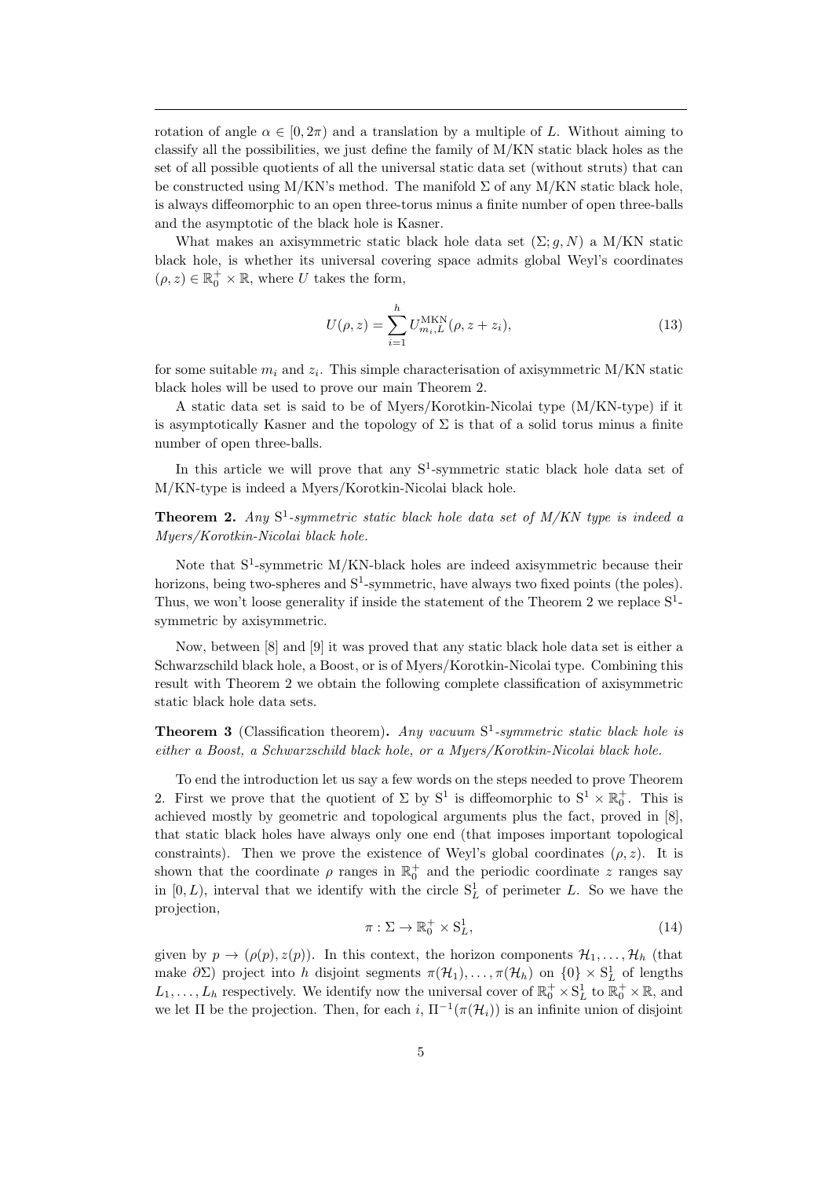rotation of angle $\alpha \in [0, 2\pi)$ and a translation by a multiple of $L$. Without aiming to classify all the possibilities, we just define the family of M/KN static black holes as the set of all possible quotients of all the universal static data set (without struts) that can be constructed using M/KN's method. The manifold $\Sigma$ of any M/KN static black hole, is always diffeomorphic to an open three-torus minus a finite number of open three-balls and the asymptotic of the black hole is Kasner.

What makes an axisymmetric static black hole data set $(\Sigma; g, N)$ a M/KN static black hole, is whether its universal covering space admits global Weyl's coordinates $(\rho, z) \in \mathbb{R}^+_0 \times \mathbb{R}$, where $U$ takes the form,

$$U(\rho, z) = \sum_{i=1}^{h} U^{\mathrm{MKN}}_{m_i, L}(\rho, z + z_i), \tag{13}$$

for some suitable $m_i$ and $z_i$. This simple characterisation of axisymmetric M/KN static black holes will be used to prove our main Theorem 2.

A static data set is said to be of Myers/Korotkin-Nicolai type (M/KN-type) if it is asymptotically Kasner and the topology of $\Sigma$ is that of a solid torus minus a finite number of open three-balls.

In this article we will prove that any $\mathrm{S}^1$-symmetric static black hole data set of M/KN-type is indeed a Myers/Korotkin-Nicolai black hole.

**Theorem 2.** *Any* $\mathrm{S}^1$*-symmetric static black hole data set of M/KN type is indeed a Myers/Korotkin-Nicolai black hole.*

Note that $\mathrm{S}^1$-symmetric M/KN-black holes are indeed axisymmetric because their horizons, being two-spheres and $\mathrm{S}^1$-symmetric, have always two fixed points (the poles). Thus, we won't loose generality if inside the statement of the Theorem 2 we replace $\mathrm{S}^1$-symmetric by axisymmetric.

Now, between [8] and [9] it was proved that any static black hole data set is either a Schwarzschild black hole, a Boost, or is of Myers/Korotkin-Nicolai type. Combining this result with Theorem 2 we obtain the following complete classification of axisymmetric static black hole data sets.

**Theorem 3** (Classification theorem)**.** *Any vacuum* $\mathrm{S}^1$*-symmetric static black hole is either a Boost, a Schwarzschild black hole, or a Myers/Korotkin-Nicolai black hole.*

To end the introduction let us say a few words on the steps needed to prove Theorem 2. First we prove that the quotient of $\Sigma$ by $\mathrm{S}^1$ is diffeomorphic to $\mathrm{S}^1 \times \mathbb{R}^+_0$. This is achieved mostly by geometric and topological arguments plus the fact, proved in [8], that static black holes have always only one end (that imposes important topological constraints). Then we prove the existence of Weyl's global coordinates $(\rho, z)$. It is shown that the coordinate $\rho$ ranges in $\mathbb{R}^+_0$ and the periodic coordinate $z$ ranges say in $[0, L)$, interval that we identify with the circle $\mathrm{S}^1_L$ of perimeter $L$. So we have the projection,

$$\pi : \Sigma \to \mathbb{R}^+_0 \times \mathrm{S}^1_L, \tag{14}$$

given by $p \to (\rho(p), z(p))$. In this context, the horizon components $\mathcal{H}_1, \ldots, \mathcal{H}_h$ (that make $\partial\Sigma$) project into $h$ disjoint segments $\pi(\mathcal{H}_1), \ldots, \pi(\mathcal{H}_h)$ on $\{0\} \times \mathrm{S}^1_L$ of lengths $L_1, \ldots, L_h$ respectively. We identify now the universal cover of $\mathbb{R}^+_0 \times \mathrm{S}^1_L$ to $\mathbb{R}^+_0 \times \mathbb{R}$, and we let $\Pi$ be the projection. Then, for each $i$, $\Pi^{-1}(\pi(\mathcal{H}_i))$ is an infinite union of disjoint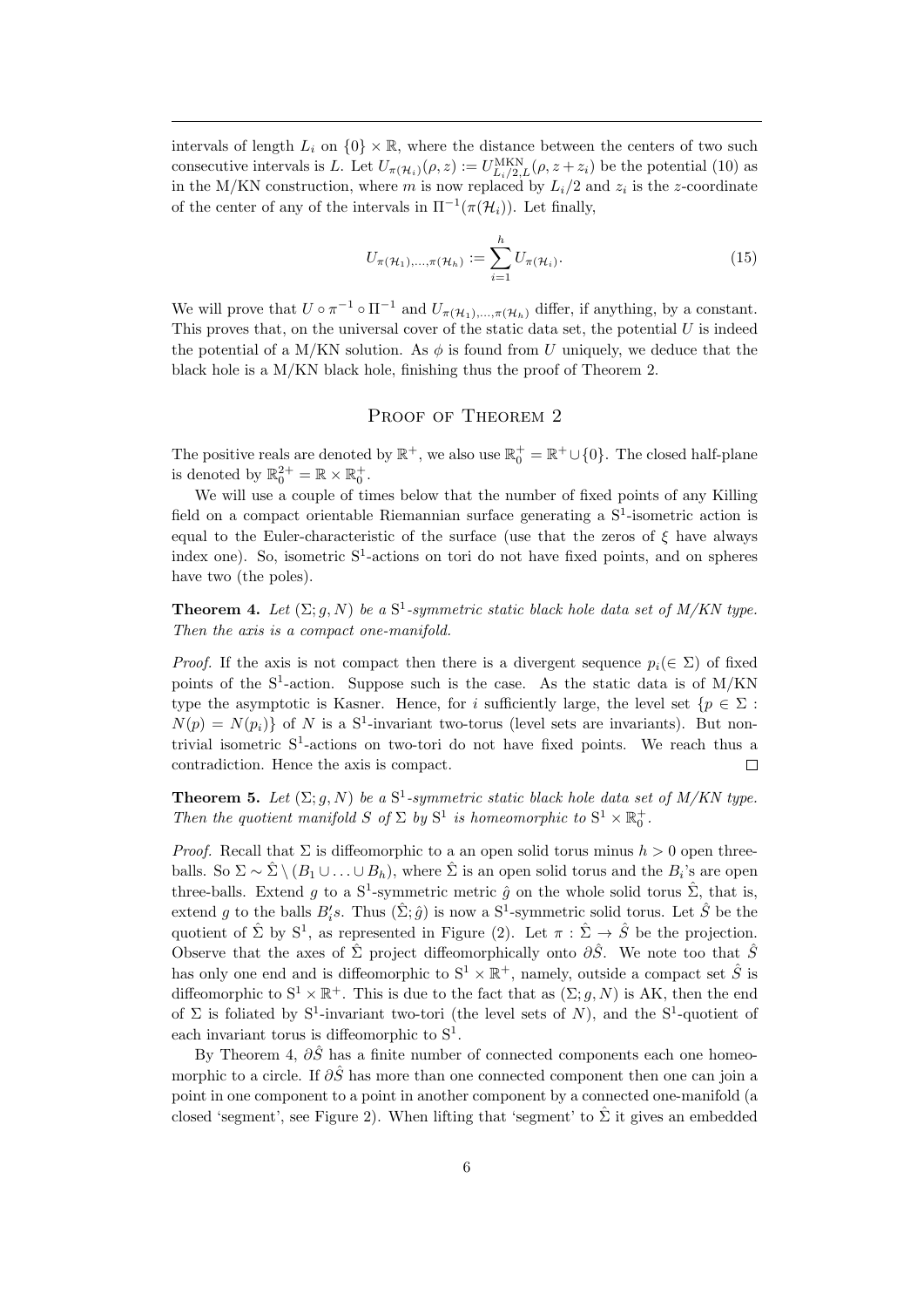intervals of length $L_i$ on $\{0\} \times \mathbb{R}$, where the distance between the centers of two such consecutive intervals is $L$. Let $U_{\pi(\mathcal{H}_i)}(\rho, z) := U^{\rm MKN}_{L_i/2,L}(\rho, z + z_i)$ be the potential (10) as in the M/KN construction, where $m$ is now replaced by $L_i/2$ and $z_i$ is the $z$-coordinate of the center of any of the intervals in $\Pi^{-1}(\pi(\mathcal{H}_i))$. Let finally,

$$U_{\pi(\mathcal{H}_1),\ldots,\pi(\mathcal{H}_h)} := \sum_{i=1}^{h} U_{\pi(\mathcal{H}_i)}. \tag{15}$$

We will prove that $U \circ \pi^{-1} \circ \Pi^{-1}$ and $U_{\pi(\mathcal{H}_1),\ldots,\pi(\mathcal{H}_h)}$ differ, if anything, by a constant. This proves that, on the universal cover of the static data set, the potential $U$ is indeed the potential of a M/KN solution. As $\phi$ is found from $U$ uniquely, we deduce that the black hole is a M/KN black hole, finishing thus the proof of Theorem 2.

## Proof of Theorem 2

The positive reals are denoted by $\mathbb{R}^+$, we also use $\mathbb{R}^+_0 = \mathbb{R}^+ \cup \{0\}$. The closed half-plane is denoted by $\mathbb{R}^{2+}_0 = \mathbb{R} \times \mathbb{R}^+_0$.

We will use a couple of times below that the number of fixed points of any Killing field on a compact orientable Riemannian surface generating a $\mathrm{S}^1$-isometric action is equal to the Euler-characteristic of the surface (use that the zeros of $\xi$ have always index one). So, isometric $\mathrm{S}^1$-actions on tori do not have fixed points, and on spheres have two (the poles).

**Theorem 4.** *Let $(\Sigma; g, N)$ be a $\mathrm{S}^1$-symmetric static black hole data set of M/KN type. Then the axis is a compact one-manifold.*

*Proof.* If the axis is not compact then there is a divergent sequence $p_i (\in \Sigma)$ of fixed points of the $\mathrm{S}^1$-action. Suppose such is the case. As the static data is of M/KN type the asymptotic is Kasner. Hence, for $i$ sufficiently large, the level set $\{p \in \Sigma : N(p) = N(p_i)\}$ of $N$ is a $\mathrm{S}^1$-invariant two-torus (level sets are invariants). But non-trivial isometric $\mathrm{S}^1$-actions on two-tori do not have fixed points. We reach thus a contradiction. Hence the axis is compact. □

**Theorem 5.** *Let $(\Sigma; g, N)$ be a $\mathrm{S}^1$-symmetric static black hole data set of M/KN type. Then the quotient manifold $S$ of $\Sigma$ by $\mathrm{S}^1$ is homeomorphic to $\mathrm{S}^1 \times \mathbb{R}^+_0$.*

*Proof.* Recall that $\Sigma$ is diffeomorphic to a an open solid torus minus $h > 0$ open three-balls. So $\Sigma \sim \hat{\Sigma} \setminus (B_1 \cup \ldots \cup B_h)$, where $\hat{\Sigma}$ is an open solid torus and the $B_i$'s are open three-balls. Extend $g$ to a $\mathrm{S}^1$-symmetric metric $\hat{g}$ on the whole solid torus $\hat{\Sigma}$, that is, extend $g$ to the balls $B_i'$s. Thus $(\hat{\Sigma}; \hat{g})$ is now a $\mathrm{S}^1$-symmetric solid torus. Let $\hat{S}$ be the quotient of $\hat{\Sigma}$ by $\mathrm{S}^1$, as represented in Figure (2). Let $\pi : \hat{\Sigma} \to \hat{S}$ be the projection. Observe that the axes of $\hat{\Sigma}$ project diffeomorphically onto $\partial \hat{S}$. We note too that $\hat{S}$ has only one end and is diffeomorphic to $\mathrm{S}^1 \times \mathbb{R}^+$, namely, outside a compact set $\hat{S}$ is diffeomorphic to $\mathrm{S}^1 \times \mathbb{R}^+$. This is due to the fact that as $(\Sigma; g, N)$ is AK, then the end of $\Sigma$ is foliated by $\mathrm{S}^1$-invariant two-tori (the level sets of $N$), and the $\mathrm{S}^1$-quotient of each invariant torus is diffeomorphic to $\mathrm{S}^1$.

By Theorem 4, $\partial \hat{S}$ has a finite number of connected components each one homeomorphic to a circle. If $\partial \hat{S}$ has more than one connected component then one can join a point in one component to a point in another component by a connected one-manifold (a closed 'segment', see Figure 2). When lifting that 'segment' to $\hat{\Sigma}$ it gives an embedded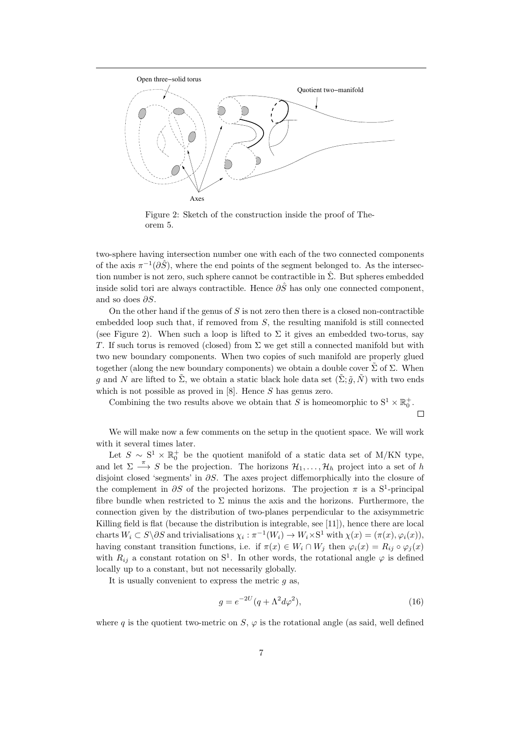Figure 2: Sketch of the construction inside the proof of Theorem 5.

two-sphere having intersection number one with each of the two connected components of the axis $\pi^{-1}(\partial\hat{S})$, where the end points of the segment belonged to. As the intersection number is not zero, such sphere cannot be contractible in $\hat{\Sigma}$. But spheres embedded inside solid tori are always contractible. Hence $\partial\hat{S}$ has only one connected component, and so does $\partial S$.

On the other hand if the genus of $S$ is not zero then there is a closed non-contractible embedded loop such that, if removed from $S$, the resulting manifold is still connected (see Figure 2). When such a loop is lifted to $\Sigma$ it gives an embedded two-torus, say $T$. If such torus is removed (closed) from $\Sigma$ we get still a connected manifold but with two new boundary components. When two copies of such manifold are properly glued together (along the new boundary components) we obtain a double cover $\tilde{\Sigma}$ of $\Sigma$. When $g$ and $N$ are lifted to $\tilde{\Sigma}$, we obtain a static black hole data set $(\tilde{\Sigma}; \tilde{g}, \tilde{N})$ with two ends which is not possible as proved in [8]. Hence $S$ has genus zero.

Combining the two results above we obtain that $S$ is homeomorphic to $\mathrm{S}^1 \times \mathbb{R}^+_0$. $\square$

We will make now a few comments on the setup in the quotient space. We will work with it several times later.

Let $S \sim \mathrm{S}^1 \times \mathbb{R}^+_0$ be the quotient manifold of a static data set of M/KN type, and let $\Sigma \xrightarrow{\pi} S$ be the projection. The horizons $\mathcal{H}_1, \ldots, \mathcal{H}_h$ project into a set of $h$ disjoint closed 'segments' in $\partial S$. The axes project diffemorphically into the closure of the complement in $\partial S$ of the projected horizons. The projection $\pi$ is a $\mathrm{S}^1$-principal fibre bundle when restricted to $\Sigma$ minus the axis and the horizons. Furthermore, the connection given by the distribution of two-planes perpendicular to the axisymmetric Killing field is flat (because the distribution is integrable, see [11]), hence there are local charts $W_i \subset S\backslash\partial S$ and trivialisations $\chi_i : \pi^{-1}(W_i) \to W_i \times \mathrm{S}^1$ with $\chi(x) = (\pi(x), \varphi_i(x))$, having constant transition functions, i.e. if $\pi(x) \in W_i \cap W_j$ then $\varphi_i(x) = R_{ij} \circ \varphi_j(x)$ with $R_{ij}$ a constant rotation on $\mathrm{S}^1$. In other words, the rotational angle $\varphi$ is defined locally up to a constant, but not necessarily globally.

It is usually convenient to express the metric $g$ as,

$$g = e^{-2U}(q + \Lambda^2 d\varphi^2), \tag{16}$$

where $q$ is the quotient two-metric on $S$, $\varphi$ is the rotational angle (as said, well defined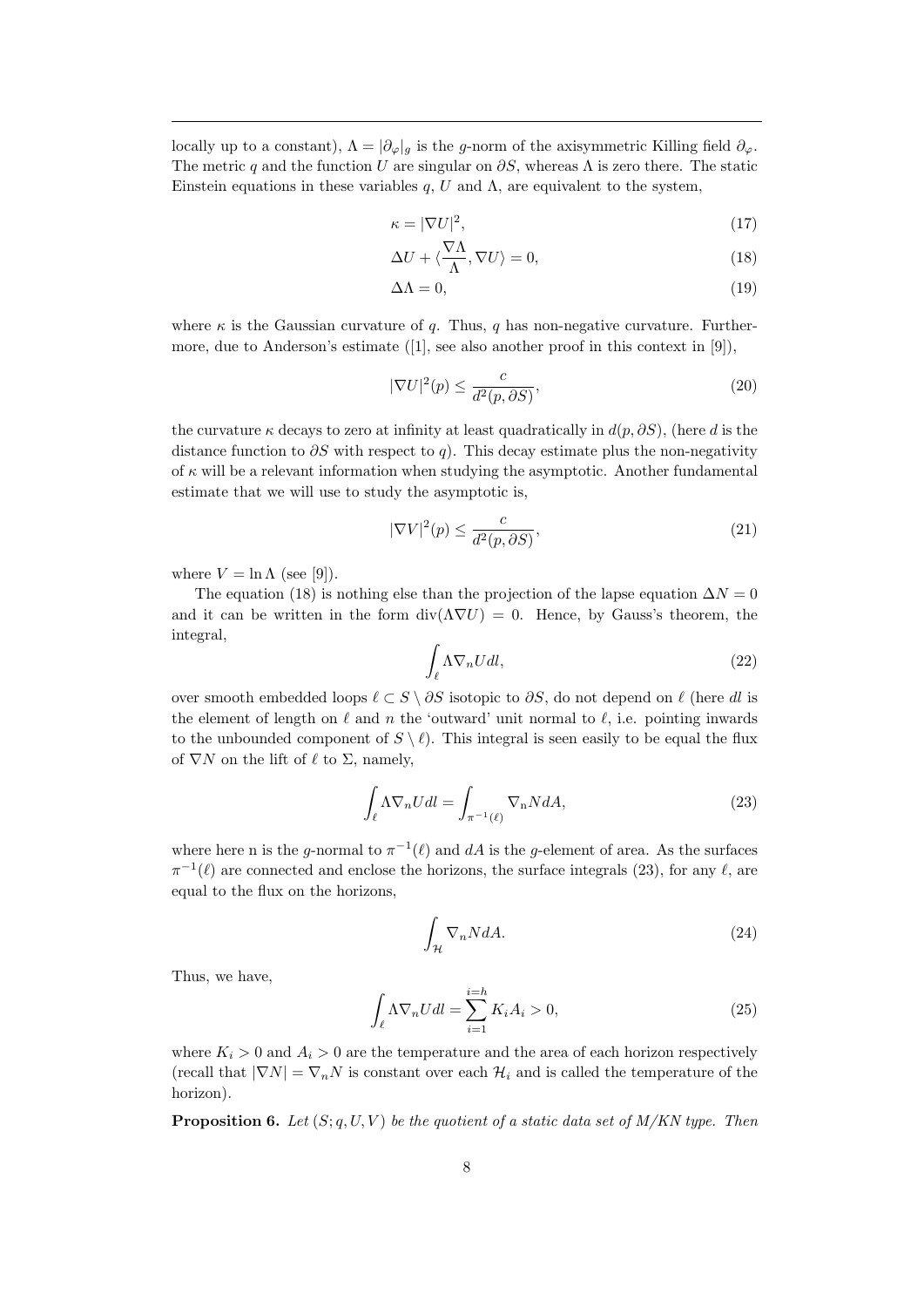locally up to a constant), $\Lambda = |\partial_\varphi|_g$ is the $g$-norm of the axisymmetric Killing field $\partial_\varphi$. The metric $q$ and the function $U$ are singular on $\partial S$, whereas $\Lambda$ is zero there. The static Einstein equations in these variables $q$, $U$ and $\Lambda$, are equivalent to the system,

$$\kappa = |\nabla U|^2, \tag{17}$$

$$\Delta U + \langle \frac{\nabla \Lambda}{\Lambda}, \nabla U \rangle = 0, \tag{18}$$

$$\Delta \Lambda = 0, \tag{19}$$

where $\kappa$ is the Gaussian curvature of $q$. Thus, $q$ has non-negative curvature. Furthermore, due to Anderson's estimate ([1], see also another proof in this context in [9]),

$$|\nabla U|^2(p) \leq \frac{c}{d^2(p, \partial S)}, \tag{20}$$

the curvature $\kappa$ decays to zero at infinity at least quadratically in $d(p, \partial S)$, (here $d$ is the distance function to $\partial S$ with respect to $q$). This decay estimate plus the non-negativity of $\kappa$ will be a relevant information when studying the asymptotic. Another fundamental estimate that we will use to study the asymptotic is,

$$|\nabla V|^2(p) \leq \frac{c}{d^2(p, \partial S)}, \tag{21}$$

where $V = \ln \Lambda$ (see [9]).

The equation (18) is nothing else than the projection of the lapse equation $\Delta N = 0$ and it can be written in the form $\text{div}(\Lambda \nabla U) = 0$. Hence, by Gauss's theorem, the integral,

$$\int_\ell \Lambda \nabla_n U dl, \tag{22}$$

over smooth embedded loops $\ell \subset S \setminus \partial S$ isotopic to $\partial S$, do not depend on $\ell$ (here $dl$ is the element of length on $\ell$ and $n$ the 'outward' unit normal to $\ell$, i.e. pointing inwards to the unbounded component of $S \setminus \ell$). This integral is seen easily to be equal the flux of $\nabla N$ on the lift of $\ell$ to $\Sigma$, namely,

$$\int_\ell \Lambda \nabla_n U dl = \int_{\pi^{-1}(\ell)} \nabla_{\text{n}} N dA, \tag{23}$$

where here n is the $g$-normal to $\pi^{-1}(\ell)$ and $dA$ is the $g$-element of area. As the surfaces $\pi^{-1}(\ell)$ are connected and enclose the horizons, the surface integrals (23), for any $\ell$, are equal to the flux on the horizons,

$$\int_{\mathcal{H}} \nabla_n N dA. \tag{24}$$

Thus, we have,

$$\int_\ell \Lambda \nabla_n U dl = \sum_{i=1}^{i=h} K_i A_i > 0, \tag{25}$$

where $K_i > 0$ and $A_i > 0$ are the temperature and the area of each horizon respectively (recall that $|\nabla N| = \nabla_n N$ is constant over each $\mathcal{H}_i$ and is called the temperature of the horizon).

**Proposition 6.** *Let $(S; q, U, V)$ be the quotient of a static data set of M/KN type. Then*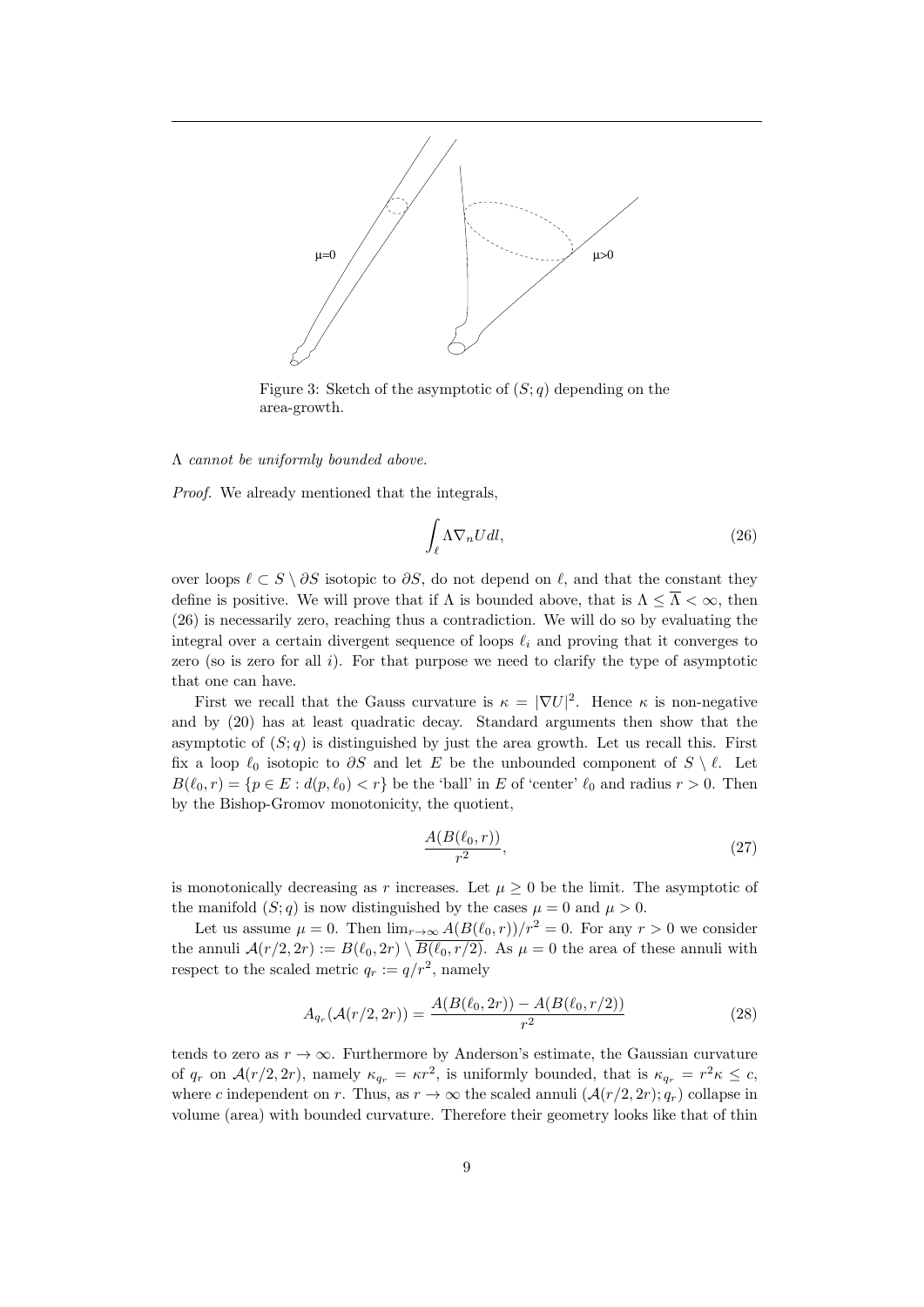Figure 3: Sketch of the asymptotic of $(S;q)$ depending on the area-growth.

*$\Lambda$ cannot be uniformly bounded above.*

*Proof.* We already mentioned that the integrals,

$$\int_{\ell} \Lambda \nabla_n U dl, \tag{26}$$

over loops $\ell \subset S \setminus \partial S$ isotopic to $\partial S$, do not depend on $\ell$, and that the constant they define is positive. We will prove that if $\Lambda$ is bounded above, that is $\Lambda \leq \overline{\Lambda} < \infty$, then (26) is necessarily zero, reaching thus a contradiction. We will do so by evaluating the integral over a certain divergent sequence of loops $\ell_i$ and proving that it converges to zero (so is zero for all $i$). For that purpose we need to clarify the type of asymptotic that one can have.

First we recall that the Gauss curvature is $\kappa = |\nabla U|^2$. Hence $\kappa$ is non-negative and by (20) has at least quadratic decay. Standard arguments then show that the asymptotic of $(S;q)$ is distinguished by just the area growth. Let us recall this. First fix a loop $\ell_0$ isotopic to $\partial S$ and let $E$ be the unbounded component of $S \setminus \ell$. Let $B(\ell_0, r) = \{p \in E : d(p, \ell_0) < r\}$ be the 'ball' in $E$ of 'center' $\ell_0$ and radius $r > 0$. Then by the Bishop-Gromov monotonicity, the quotient,

$$\frac{A(B(\ell_0, r))}{r^2}, \tag{27}$$

is monotonically decreasing as $r$ increases. Let $\mu \geq 0$ be the limit. The asymptotic of the manifold $(S;q)$ is now distinguished by the cases $\mu = 0$ and $\mu > 0$.

Let us assume $\mu = 0$. Then $\lim_{r\to\infty} A(B(\ell_0, r))/r^2 = 0$. For any $r > 0$ we consider the annuli $\mathcal{A}(r/2, 2r) := B(\ell_0, 2r) \setminus \overline{B(\ell_0, r/2)}$. As $\mu = 0$ the area of these annuli with respect to the scaled metric $q_r := q/r^2$, namely

$$A_{q_r}(\mathcal{A}(r/2, 2r)) = \frac{A(B(\ell_0, 2r)) - A(B(\ell_0, r/2))}{r^2} \tag{28}$$

tends to zero as $r \to \infty$. Furthermore by Anderson's estimate, the Gaussian curvature of $q_r$ on $\mathcal{A}(r/2, 2r)$, namely $\kappa_{q_r} = \kappa r^2$, is uniformly bounded, that is $\kappa_{q_r} = r^2 \kappa \leq c$, where $c$ independent on $r$. Thus, as $r \to \infty$ the scaled annuli $(\mathcal{A}(r/2, 2r); q_r)$ collapse in volume (area) with bounded curvature. Therefore their geometry looks like that of thin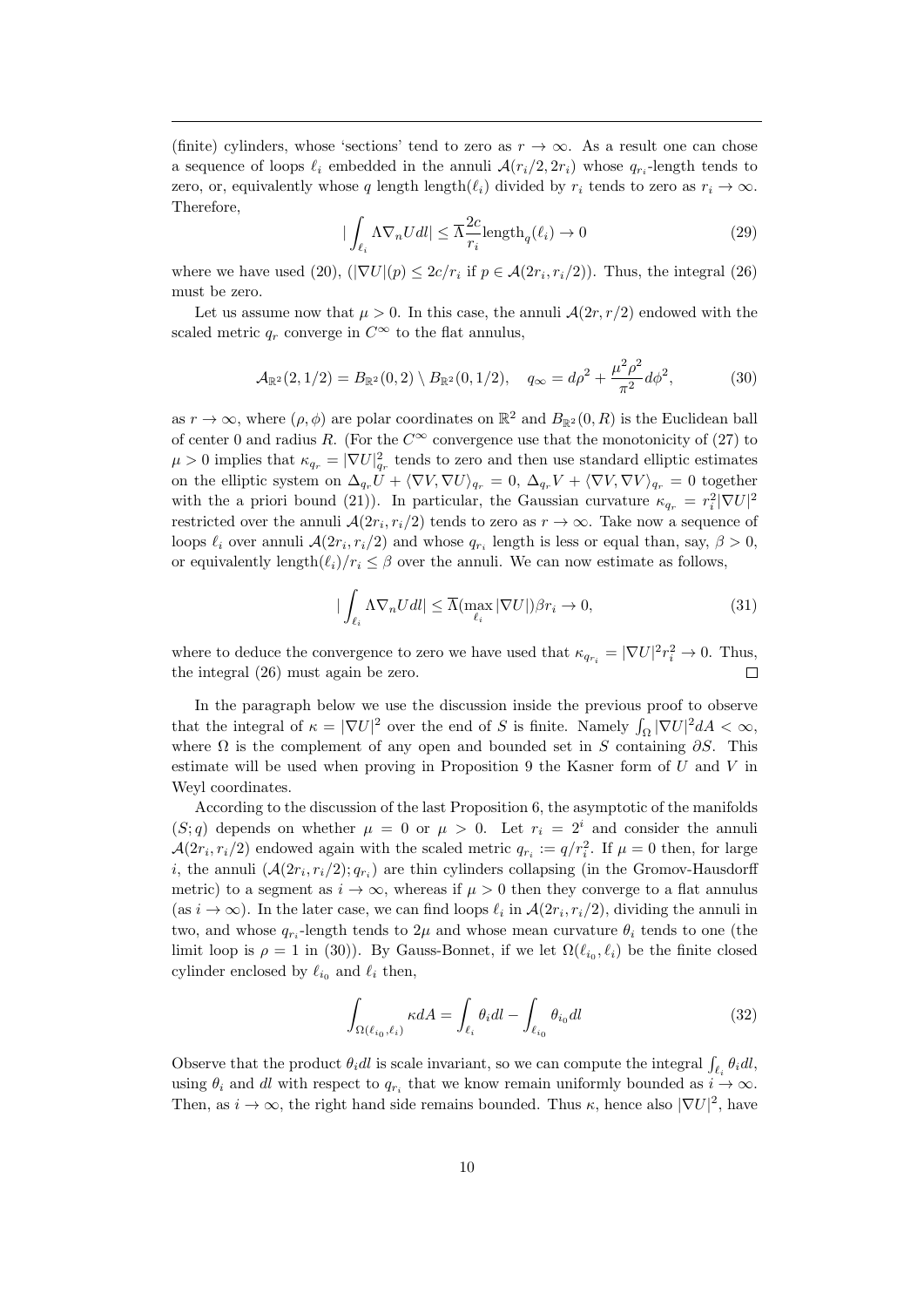(finite) cylinders, whose 'sections' tend to zero as $r \to \infty$. As a result one can chose a sequence of loops $\ell_i$ embedded in the annuli $\mathcal{A}(r_i/2, 2r_i)$ whose $q_{r_i}$-length tends to zero, or, equivalently whose $q$ length length$(\ell_i)$ divided by $r_i$ tends to zero as $r_i \to \infty$. Therefore,

$$
|\int_{\ell_i} \Lambda \nabla_n U dl| \leq \overline{\Lambda}\frac{2c}{r_i}\text{length}_q(\ell_i) \to 0 \tag{29}
$$

where we have used (20), ($|\nabla U|(p) \leq 2c/r_i$ if $p \in \mathcal{A}(2r_i, r_i/2)$). Thus, the integral (26) must be zero.

Let us assume now that $\mu > 0$. In this case, the annuli $\mathcal{A}(2r, r/2)$ endowed with the scaled metric $q_r$ converge in $C^\infty$ to the flat annulus,

$$
\mathcal{A}_{\mathbb{R}^2}(2, 1/2) = B_{\mathbb{R}^2}(0,2) \setminus B_{\mathbb{R}^2}(0,1/2), \quad q_\infty = d\rho^2 + \frac{\mu^2\rho^2}{\pi^2}d\phi^2, \tag{30}
$$

as $r \to \infty$, where $(\rho, \phi)$ are polar coordinates on $\mathbb{R}^2$ and $B_{\mathbb{R}^2}(0, R)$ is the Euclidean ball of center 0 and radius $R$. (For the $C^\infty$ convergence use that the monotonicity of (27) to $\mu > 0$ implies that $\kappa_{q_r} = |\nabla U|^2_{q_r}$ tends to zero and then use standard elliptic estimates on the elliptic system on $\Delta_{q_r} U + \langle \nabla V, \nabla U\rangle_{q_r} = 0$, $\Delta_{q_r} V + \langle \nabla V, \nabla V\rangle_{q_r} = 0$ together with the a priori bound (21)). In particular, the Gaussian curvature $\kappa_{q_r} = r_i^2|\nabla U|^2$ restricted over the annuli $\mathcal{A}(2r_i, r_i/2)$ tends to zero as $r \to \infty$. Take now a sequence of loops $\ell_i$ over annuli $\mathcal{A}(2r_i, r_i/2)$ and whose $q_{r_i}$ length is less or equal than, say, $\beta > 0$, or equivalently length$(\ell_i)/r_i \leq \beta$ over the annuli. We can now estimate as follows,

$$
|\int_{\ell_i} \Lambda \nabla_n U dl| \leq \overline{\Lambda}(\max_{\ell_i} |\nabla U|)\beta r_i \to 0, \tag{31}
$$

where to deduce the convergence to zero we have used that $\kappa_{q_{r_i}} = |\nabla U|^2 r_i^2 \to 0$. Thus, the integral (26) must again be zero. □

In the paragraph below we use the discussion inside the previous proof to observe that the integral of $\kappa = |\nabla U|^2$ over the end of $S$ is finite. Namely $\int_\Omega |\nabla U|^2 dA < \infty$, where $\Omega$ is the complement of any open and bounded set in $S$ containing $\partial S$. This estimate will be used when proving in Proposition 9 the Kasner form of $U$ and $V$ in Weyl coordinates.

According to the discussion of the last Proposition 6, the asymptotic of the manifolds $(S; q)$ depends on whether $\mu = 0$ or $\mu > 0$. Let $r_i = 2^i$ and consider the annuli $\mathcal{A}(2r_i, r_i/2)$ endowed again with the scaled metric $q_{r_i} := q/r_i^2$. If $\mu = 0$ then, for large $i$, the annuli $(\mathcal{A}(2r_i, r_i/2); q_{r_i})$ are thin cylinders collapsing (in the Gromov-Hausdorff metric) to a segment as $i \to \infty$, whereas if $\mu > 0$ then they converge to a flat annulus (as $i \to \infty$). In the later case, we can find loops $\ell_i$ in $\mathcal{A}(2r_i, r_i/2)$, dividing the annuli in two, and whose $q_{r_i}$-length tends to $2\mu$ and whose mean curvature $\theta_i$ tends to one (the limit loop is $\rho = 1$ in (30)). By Gauss-Bonnet, if we let $\Omega(\ell_{i_0}, \ell_i)$ be the finite closed cylinder enclosed by $\ell_{i_0}$ and $\ell_i$ then,

$$
\int_{\Omega(\ell_{i_0}, \ell_i)} \kappa dA = \int_{\ell_i} \theta_i dl - \int_{\ell_{i_0}} \theta_{i_0} dl \tag{32}
$$

Observe that the product $\theta_i dl$ is scale invariant, so we can compute the integral $\int_{\ell_i} \theta_i dl$, using $\theta_i$ and $dl$ with respect to $q_{r_i}$ that we know remain uniformly bounded as $i \to \infty$. Then, as $i \to \infty$, the right hand side remains bounded. Thus $\kappa$, hence also $|\nabla U|^2$, have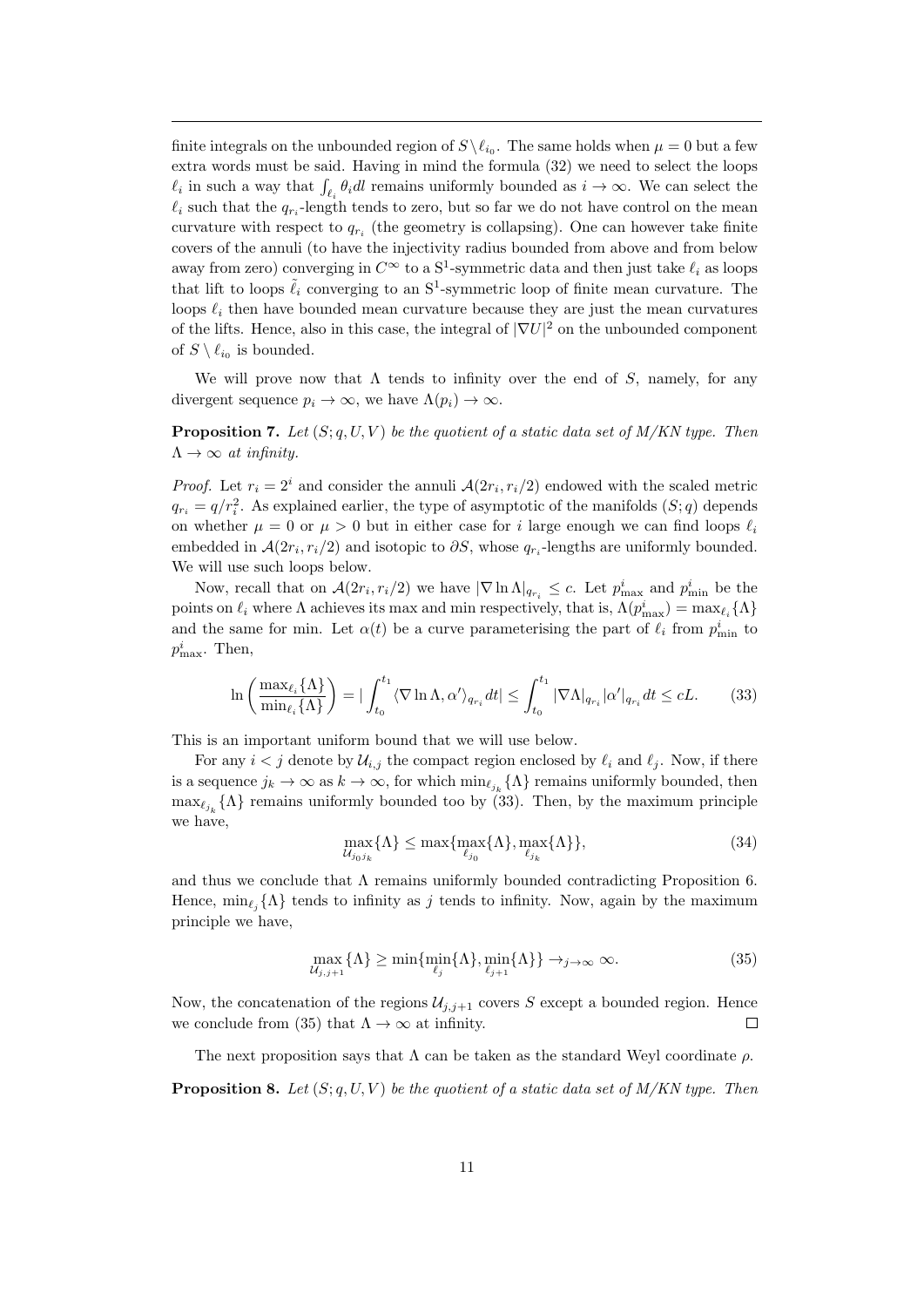finite integrals on the unbounded region of $S \setminus \ell_{i_0}$. The same holds when $\mu = 0$ but a few extra words must be said. Having in mind the formula (32) we need to select the loops $\ell_i$ in such a way that $\int_{\ell_i} \theta_i dl$ remains uniformly bounded as $i \to \infty$. We can select the $\ell_i$ such that the $q_{r_i}$-length tends to zero, but so far we do not have control on the mean curvature with respect to $q_{r_i}$ (the geometry is collapsing). One can however take finite covers of the annuli (to have the injectivity radius bounded from above and from below away from zero) converging in $C^\infty$ to a $\mathrm{S}^1$-symmetric data and then just take $\ell_i$ as loops that lift to loops $\tilde{\ell}_i$ converging to an $\mathrm{S}^1$-symmetric loop of finite mean curvature. The loops $\ell_i$ then have bounded mean curvature because they are just the mean curvatures of the lifts. Hence, also in this case, the integral of $|\nabla U|^2$ on the unbounded component of $S \setminus \ell_{i_0}$ is bounded.

We will prove now that $\Lambda$ tends to infinity over the end of $S$, namely, for any divergent sequence $p_i \to \infty$, we have $\Lambda(p_i) \to \infty$.

**Proposition 7.** *Let $(S; q, U, V)$ be the quotient of a static data set of M/KN type. Then $\Lambda \to \infty$ at infinity.*

*Proof.* Let $r_i = 2^i$ and consider the annuli $\mathcal{A}(2r_i, r_i/2)$ endowed with the scaled metric $q_{r_i} = q/r_i^2$. As explained earlier, the type of asymptotic of the manifolds $(S; q)$ depends on whether $\mu = 0$ or $\mu > 0$ but in either case for $i$ large enough we can find loops $\ell_i$ embedded in $\mathcal{A}(2r_i, r_i/2)$ and isotopic to $\partial S$, whose $q_{r_i}$-lengths are uniformly bounded. We will use such loops below.

Now, recall that on $\mathcal{A}(2r_i, r_i/2)$ we have $|\nabla \ln \Lambda|_{q_{r_i}} \leq c$. Let $p^i_{\max}$ and $p^i_{\min}$ be the points on $\ell_i$ where $\Lambda$ achieves its max and min respectively, that is, $\Lambda(p^i_{\max}) = \max_{\ell_i}\{\Lambda\}$ and the same for min. Let $\alpha(t)$ be a curve parameterising the part of $\ell_i$ from $p^i_{\min}$ to $p^i_{\max}$. Then,

$$\ln\left(\frac{\max_{\ell_i}\{\Lambda\}}{\min_{\ell_i}\{\Lambda\}}\right) = |\int_{t_0}^{t_1} \langle \nabla \ln \Lambda, \alpha' \rangle_{q_{r_i}} dt| \leq \int_{t_0}^{t_1} |\nabla \Lambda|_{q_{r_i}} |\alpha'|_{q_{r_i}} dt \leq cL. \tag{33}$$

This is an important uniform bound that we will use below.

For any $i < j$ denote by $\mathcal{U}_{i,j}$ the compact region enclosed by $\ell_i$ and $\ell_j$. Now, if there is a sequence $j_k \to \infty$ as $k \to \infty$, for which $\min_{\ell_{j_k}}\{\Lambda\}$ remains uniformly bounded, then $\max_{\ell_{j_k}}\{\Lambda\}$ remains uniformly bounded too by (33). Then, by the maximum principle we have,

$$\max_{\mathcal{U}_{j_0 j_k}}\{\Lambda\} \leq \max\{\max_{\ell_{j_0}}\{\Lambda\}, \max_{\ell_{j_k}}\{\Lambda\}\}, \tag{34}$$

and thus we conclude that $\Lambda$ remains uniformly bounded contradicting Proposition 6. Hence, $\min_{\ell_j}\{\Lambda\}$ tends to infinity as $j$ tends to infinity. Now, again by the maximum principle we have,

$$\max_{\mathcal{U}_{j,j+1}}\{\Lambda\} \geq \min\{\min_{\ell_j}\{\Lambda\}, \min_{\ell_{j+1}}\{\Lambda\}\} \to_{j\to\infty} \infty. \tag{35}$$

Now, the concatenation of the regions $\mathcal{U}_{j,j+1}$ covers $S$ except a bounded region. Hence we conclude from (35) that $\Lambda \to \infty$ at infinity. $\square$

The next proposition says that $\Lambda$ can be taken as the standard Weyl coordinate $\rho$.

**Proposition 8.** *Let $(S; q, U, V)$ be the quotient of a static data set of M/KN type. Then*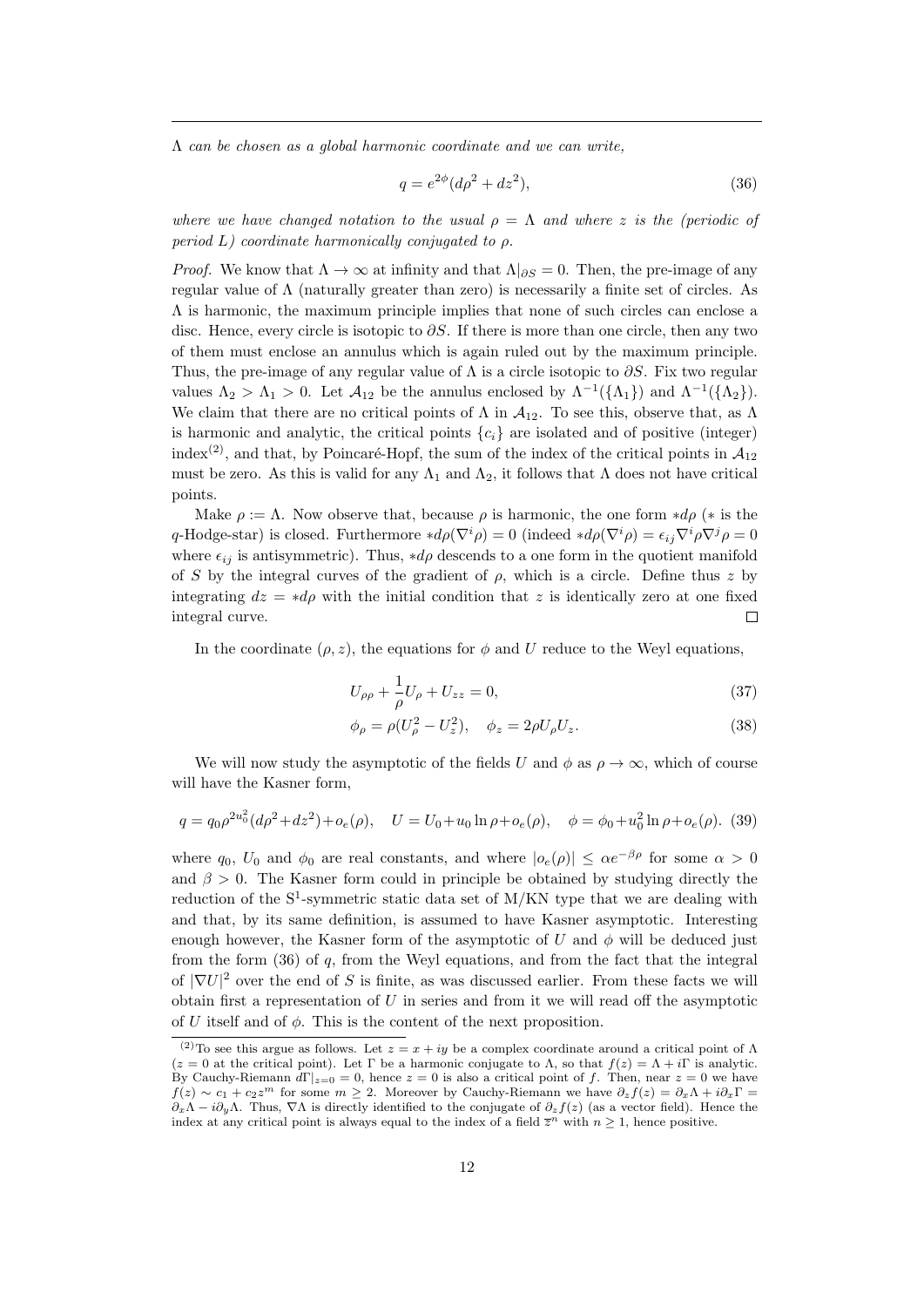*$\Lambda$ can be chosen as a global harmonic coordinate and we can write,*

$$q = e^{2\phi}(d\rho^2 + dz^2), \tag{36}$$

*where we have changed notation to the usual $\rho = \Lambda$ and where $z$ is the (periodic of period $L$) coordinate harmonically conjugated to $\rho$.*

*Proof.* We know that $\Lambda \to \infty$ at infinity and that $\Lambda|_{\partial S} = 0$. Then, the pre-image of any regular value of $\Lambda$ (naturally greater than zero) is necessarily a finite set of circles. As $\Lambda$ is harmonic, the maximum principle implies that none of such circles can enclose a disc. Hence, every circle is isotopic to $\partial S$. If there is more than one circle, then any two of them must enclose an annulus which is again ruled out by the maximum principle. Thus, the pre-image of any regular value of $\Lambda$ is a circle isotopic to $\partial S$. Fix two regular values $\Lambda_2 > \Lambda_1 > 0$. Let $\mathcal{A}_{12}$ be the annulus enclosed by $\Lambda^{-1}(\{\Lambda_1\})$ and $\Lambda^{-1}(\{\Lambda_2\})$. We claim that there are no critical points of $\Lambda$ in $\mathcal{A}_{12}$. To see this, observe that, as $\Lambda$ is harmonic and analytic, the critical points $\{c_i\}$ are isolated and of positive (integer) index[(2)], and that, by Poincaré-Hopf, the sum of the index of the critical points in $\mathcal{A}_{12}$ must be zero. As this is valid for any $\Lambda_1$ and $\Lambda_2$, it follows that $\Lambda$ does not have critical points.

Make $\rho := \Lambda$. Now observe that, because $\rho$ is harmonic, the one form $*d\rho$ ($*$ is the $q$-Hodge-star) is closed. Furthermore $*d\rho(\nabla^i\rho) = 0$ (indeed $*d\rho(\nabla^i\rho) = \epsilon_{ij}\nabla^i\rho\nabla^j\rho = 0$ where $\epsilon_{ij}$ is antisymmetric). Thus, $*d\rho$ descends to a one form in the quotient manifold of $S$ by the integral curves of the gradient of $\rho$, which is a circle. Define thus $z$ by integrating $dz = *d\rho$ with the initial condition that $z$ is identically zero at one fixed integral curve. $\square$

In the coordinate $(\rho, z)$, the equations for $\phi$ and $U$ reduce to the Weyl equations,

$$U_{\rho\rho} + \frac{1}{\rho}U_\rho + U_{zz} = 0, \tag{37}$$

$$\phi_\rho = \rho(U_\rho^2 - U_z^2), \quad \phi_z = 2\rho U_\rho U_z. \tag{38}$$

We will now study the asymptotic of the fields $U$ and $\phi$ as $\rho \to \infty$, which of course will have the Kasner form,

$$q = q_0\rho^{2u_0^2}(d\rho^2 + dz^2) + o_e(\rho), \quad U = U_0 + u_0 \ln\rho + o_e(\rho), \quad \phi = \phi_0 + u_0^2 \ln\rho + o_e(\rho). \tag{39}$$

where $q_0$, $U_0$ and $\phi_0$ are real constants, and where $|o_e(\rho)| \leq \alpha e^{-\beta\rho}$ for some $\alpha > 0$ and $\beta > 0$. The Kasner form could in principle be obtained by studying directly the reduction of the $\mathrm{S}^1$-symmetric static data set of M/KN type that we are dealing with and that, by its same definition, is assumed to have Kasner asymptotic. Interesting enough however, the Kasner form of the asymptotic of $U$ and $\phi$ will be deduced just from the form (36) of $q$, from the Weyl equations, and from the fact that the integral of $|\nabla U|^2$ over the end of $S$ is finite, as was discussed earlier. From these facts we will obtain first a representation of $U$ in series and from it we will read off the asymptotic of $U$ itself and of $\phi$. This is the content of the next proposition.

---

[(2)] To see this argue as follows. Let $z = x + iy$ be a complex coordinate around a critical point of $\Lambda$ ($z = 0$ at the critical point). Let $\Gamma$ be a harmonic conjugate to $\Lambda$, so that $f(z) = \Lambda + i\Gamma$ is analytic. By Cauchy-Riemann $d\Gamma|_{z=0} = 0$, hence $z = 0$ is also a critical point of $f$. Then, near $z = 0$ we have $f(z) \sim c_1 + c_2 z^m$ for some $m \geq 2$. Moreover by Cauchy-Riemann we have $\partial_z f(z) = \partial_x\Lambda + i\partial_x\Gamma = \partial_x\Lambda - i\partial_y\Lambda$. Thus, $\nabla\Lambda$ is directly identified to the conjugate of $\partial_z f(z)$ (as a vector field). Hence the index at any critical point is always equal to the index of a field $\overline{z}^n$ with $n \geq 1$, hence positive.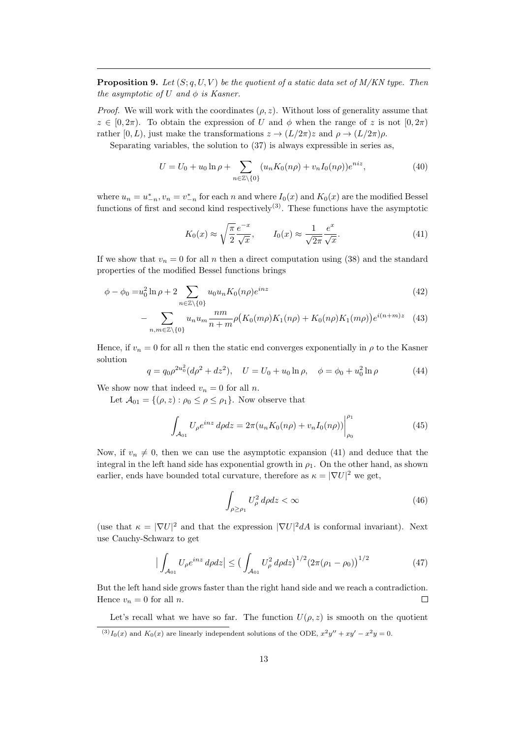**Proposition 9.** *Let $(S; q, U, V)$ be the quotient of a static data set of M/KN type. Then the asymptotic of $U$ and $\phi$ is Kasner.*

*Proof.* We will work with the coordinates $(\rho, z)$. Without loss of generality assume that $z \in [0, 2\pi)$. To obtain the expression of $U$ and $\phi$ when the range of $z$ is not $[0, 2\pi)$ rather $[0, L)$, just make the transformations $z \to (L/2\pi)z$ and $\rho \to (L/2\pi)\rho$.

Separating variables, the solution to (37) is always expressible in series as,

$$U = U_0 + u_0 \ln \rho + \sum_{n\in\mathbb{Z}\setminus\{0\}} (u_n K_0(n\rho) + v_n I_0(n\rho))e^{niz}, \tag{40}$$

where $u_n = u^*_{-n}, v_n = v^*_{-n}$ for each $n$ and where $I_0(x)$ and $K_0(x)$ are the modified Bessel functions of first and second kind respectively[(3)]. These functions have the asymptotic

$$K_0(x) \approx \sqrt{\frac{\pi}{2}}\frac{e^{-x}}{\sqrt{x}}, \qquad I_0(x) \approx \frac{1}{\sqrt{2\pi}}\frac{e^{x}}{\sqrt{x}}. \tag{41}$$

If we show that $v_n = 0$ for all $n$ then a direct computation using (38) and the standard properties of the modified Bessel functions brings

$$\phi - \phi_0 = u_0^2 \ln \rho + 2 \sum_{n\in\mathbb{Z}\setminus\{0\}} u_0 u_n K_0(n\rho) e^{inz} \tag{42}$$

$$- \sum_{n,m\in\mathbb{Z}\setminus\{0\}} u_n u_m \frac{nm}{n+m}\rho\big(K_0(m\rho)K_1(n\rho) + K_0(n\rho)K_1(m\rho)\big)e^{i(n+m)z} \tag{43}$$

Hence, if $v_n = 0$ for all $n$ then the static end converges exponentially in $\rho$ to the Kasner solution

$$q = q_0 \rho^{2u_0^2}(d\rho^2 + dz^2), \quad U = U_0 + u_0 \ln \rho, \quad \phi = \phi_0 + u_0^2 \ln \rho \tag{44}$$

We show now that indeed $v_n = 0$ for all $n$.

Let $\mathcal{A}_{01} = \{(\rho, z) : \rho_0 \leq \rho \leq \rho_1\}$. Now observe that

$$\int_{\mathcal{A}_{01}} U_\rho e^{inz}\, d\rho dz = 2\pi(u_n K_0(n\rho) + v_n I_0(n\rho))\Big|_{\rho_0}^{\rho_1} \tag{45}$$

Now, if $v_n \neq 0$, then we can use the asymptotic expansion (41) and deduce that the integral in the left hand side has exponential growth in $\rho_1$. On the other hand, as shown earlier, ends have bounded total curvature, therefore as $\kappa = |\nabla U|^2$ we get,

$$\int_{\rho\geq\rho_1} U_\rho^2\, d\rho dz < \infty \tag{46}$$

(use that $\kappa = |\nabla U|^2$ and that the expression $|\nabla U|^2 dA$ is conformal invariant). Next use Cauchy-Schwarz to get

$$\Big|\int_{\mathcal{A}_{01}} U_\rho e^{inz}\, d\rho dz\Big| \leq \Big(\int_{\mathcal{A}_{01}} U_\rho^2\, d\rho dz\Big)^{1/2}\big(2\pi(\rho_1 - \rho_0)\big)^{1/2} \tag{47}$$

But the left hand side grows faster than the right hand side and we reach a contradiction. Hence $v_n = 0$ for all $n$. □

Let's recall what we have so far. The function $U(\rho, z)$ is smooth on the quotient

[(3)] $I_0(x)$ and $K_0(x)$ are linearly independent solutions of the ODE, $x^2y'' + xy' - x^2y = 0$.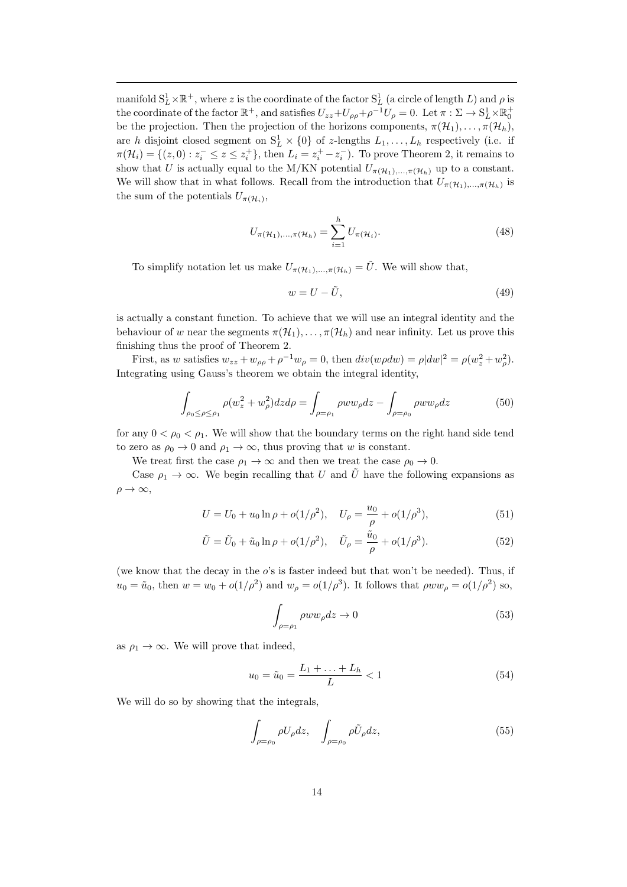manifold $S^1_L \times \mathbb{R}^+$, where $z$ is the coordinate of the factor $S^1_L$ (a circle of length $L$) and $\rho$ is the coordinate of the factor $\mathbb{R}^+$, and satisfies $U_{zz} + U_{\rho\rho} + \rho^{-1} U_\rho = 0$. Let $\pi : \Sigma \to S^1_L \times \mathbb{R}^+_0$ be the projection. Then the projection of the horizons components, $\pi(\mathcal{H}_1), \ldots, \pi(\mathcal{H}_h)$, are $h$ disjoint closed segment on $S^1_L \times \{0\}$ of $z$-lengths $L_1, \ldots, L_h$ respectively (i.e. if $\pi(\mathcal{H}_i) = \{(z, 0) : z_i^- \leq z \leq z_i^+\}$, then $L_i = z_i^+ - z_i^-$). To prove Theorem 2, it remains to show that $U$ is actually equal to the M/KN potential $U_{\pi(\mathcal{H}_1),\ldots,\pi(\mathcal{H}_h)}$ up to a constant. We will show that in what follows. Recall from the introduction that $U_{\pi(\mathcal{H}_1),\ldots,\pi(\mathcal{H}_h)}$ is the sum of the potentials $U_{\pi(\mathcal{H}_i)}$,

$$U_{\pi(\mathcal{H}_1),\ldots,\pi(\mathcal{H}_h)} = \sum_{i=1}^{h} U_{\pi(\mathcal{H}_i)}. \tag{48}$$

To simplify notation let us make $U_{\pi(\mathcal{H}_1),\ldots,\pi(\mathcal{H}_h)} = \tilde{U}$. We will show that,

$$w = U - \tilde{U}, \tag{49}$$

is actually a constant function. To achieve that we will use an integral identity and the behaviour of $w$ near the segments $\pi(\mathcal{H}_1), \ldots, \pi(\mathcal{H}_h)$ and near infinity. Let us prove this finishing thus the proof of Theorem 2.

First, as $w$ satisfies $w_{zz} + w_{\rho\rho} + \rho^{-1} w_\rho = 0$, then $div(w\rho dw) = \rho|dw|^2 = \rho(w_z^2 + w_\rho^2)$. Integrating using Gauss's theorem we obtain the integral identity,

$$\int_{\rho_0 \leq \rho \leq \rho_1} \rho(w_z^2 + w_\rho^2) dz d\rho = \int_{\rho=\rho_1} \rho w w_\rho dz - \int_{\rho=\rho_0} \rho w w_\rho dz \tag{50}$$

for any $0 < \rho_0 < \rho_1$. We will show that the boundary terms on the right hand side tend to zero as $\rho_0 \to 0$ and $\rho_1 \to \infty$, thus proving that $w$ is constant.

We treat first the case $\rho_1 \to \infty$ and then we treat the case $\rho_0 \to 0$.

Case $\rho_1 \to \infty$. We begin recalling that $U$ and $\tilde{U}$ have the following expansions as $\rho \to \infty$,

$$U = U_0 + u_0 \ln \rho + o(1/\rho^2), \quad U_\rho = \frac{u_0}{\rho} + o(1/\rho^3), \tag{51}$$

$$\tilde{U} = \tilde{U}_0 + \tilde{u}_0 \ln \rho + o(1/\rho^2), \quad \tilde{U}_\rho = \frac{\tilde{u}_0}{\rho} + o(1/\rho^3). \tag{52}$$

(we know that the decay in the $o$'s is faster indeed but that won't be needed). Thus, if $u_0 = \tilde{u}_0$, then $w = w_0 + o(1/\rho^2)$ and $w_\rho = o(1/\rho^3)$. It follows that $\rho w w_\rho = o(1/\rho^2)$ so,

$$\int_{\rho=\rho_1} \rho w w_\rho dz \to 0 \tag{53}$$

as $\rho_1 \to \infty$. We will prove that indeed,

$$u_0 = \tilde{u}_0 = \frac{L_1 + \ldots + L_h}{L} < 1 \tag{54}$$

We will do so by showing that the integrals,

$$\int_{\rho=\rho_0} \rho U_\rho dz, \quad \int_{\rho=\rho_0} \rho \tilde{U}_\rho dz, \tag{55}$$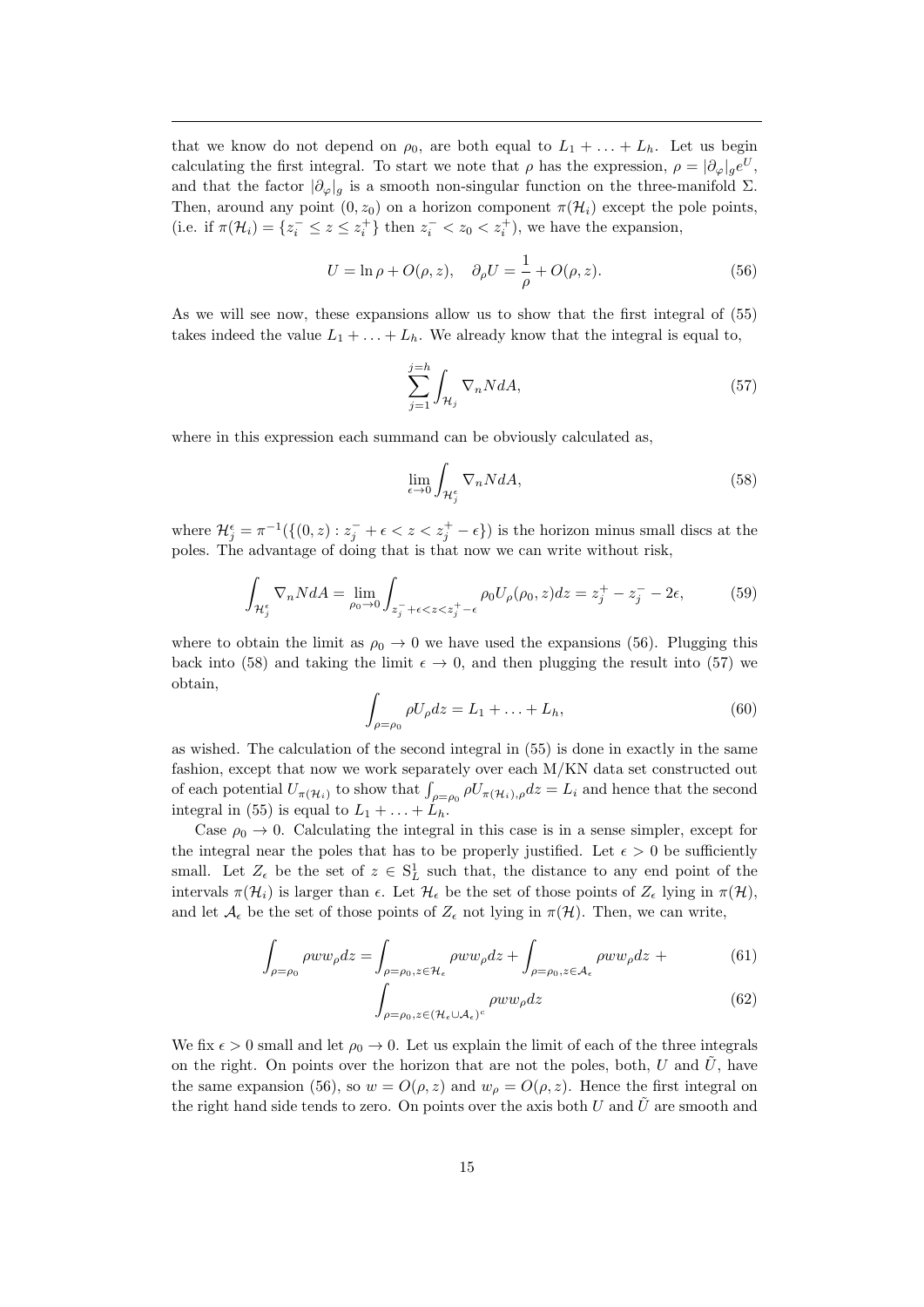that we know do not depend on $\rho_0$, are both equal to $L_1 + \ldots + L_h$. Let us begin calculating the first integral. To start we note that $\rho$ has the expression, $\rho = |\partial_\varphi|_g e^U$, and that the factor $|\partial_\varphi|_g$ is a smooth non-singular function on the three-manifold $\Sigma$. Then, around any point $(0, z_0)$ on a horizon component $\pi(\mathcal{H}_i)$ except the pole points, (i.e. if $\pi(\mathcal{H}_i) = \{z_i^- \leq z \leq z_i^+\}$ then $z_i^- < z_0 < z_i^+$), we have the expansion,

$$U = \ln \rho + O(\rho, z), \quad \partial_\rho U = \frac{1}{\rho} + O(\rho, z). \tag{56}$$

As we will see now, these expansions allow us to show that the first integral of (55) takes indeed the value $L_1 + \ldots + L_h$. We already know that the integral is equal to,

$$\sum_{j=1}^{j=h} \int_{\mathcal{H}_j} \nabla_n N dA, \tag{57}$$

where in this expression each summand can be obviously calculated as,

$$\lim_{\epsilon \to 0} \int_{\mathcal{H}_j^\epsilon} \nabla_n N dA, \tag{58}$$

where $\mathcal{H}_j^\epsilon = \pi^{-1}(\{(0, z) : z_j^- + \epsilon < z < z_j^+ - \epsilon\})$ is the horizon minus small discs at the poles. The advantage of doing that is that now we can write without risk,

$$\int_{\mathcal{H}_j^\epsilon} \nabla_n N dA = \lim_{\rho_0 \to 0} \int_{z_j^- + \epsilon < z < z_j^+ - \epsilon} \rho_0 U_\rho(\rho_0, z) dz = z_j^+ - z_j^- - 2\epsilon, \tag{59}$$

where to obtain the limit as $\rho_0 \to 0$ we have used the expansions (56). Plugging this back into (58) and taking the limit $\epsilon \to 0$, and then plugging the result into (57) we obtain,

$$\int_{\rho = \rho_0} \rho U_\rho dz = L_1 + \ldots + L_h, \tag{60}$$

as wished. The calculation of the second integral in (55) is done in exactly in the same fashion, except that now we work separately over each M/KN data set constructed out of each potential $U_{\pi(\mathcal{H}_i)}$ to show that $\int_{\rho=\rho_0} \rho U_{\pi(\mathcal{H}_i),\rho} dz = L_i$ and hence that the second integral in (55) is equal to $L_1 + \ldots + L_h$.

Case $\rho_0 \to 0$. Calculating the integral in this case is in a sense simpler, except for the integral near the poles that has to be properly justified. Let $\epsilon > 0$ be sufficiently small. Let $Z_\epsilon$ be the set of $z \in \mathrm{S}^1_L$ such that, the distance to any end point of the intervals $\pi(\mathcal{H}_i)$ is larger than $\epsilon$. Let $\mathcal{H}_\epsilon$ be the set of those points of $Z_\epsilon$ lying in $\pi(\mathcal{H})$, and let $\mathcal{A}_\epsilon$ be the set of those points of $Z_\epsilon$ not lying in $\pi(\mathcal{H})$. Then, we can write,

$$\int_{\rho=\rho_0} \rho w w_\rho dz = \int_{\rho=\rho_0, z \in \mathcal{H}_\epsilon} \rho w w_\rho dz + \int_{\rho=\rho_0, z \in \mathcal{A}_\epsilon} \rho w w_\rho dz + \tag{61}$$

$$\int_{\rho=\rho_0, z \in (\mathcal{H}_\epsilon \cup \mathcal{A}_\epsilon)^c} \rho w w_\rho dz \tag{62}$$

We fix $\epsilon > 0$ small and let $\rho_0 \to 0$. Let us explain the limit of each of the three integrals on the right. On points over the horizon that are not the poles, both, $U$ and $\tilde{U}$, have the same expansion (56), so $w = O(\rho, z)$ and $w_\rho = O(\rho, z)$. Hence the first integral on the right hand side tends to zero. On points over the axis both $U$ and $\tilde{U}$ are smooth and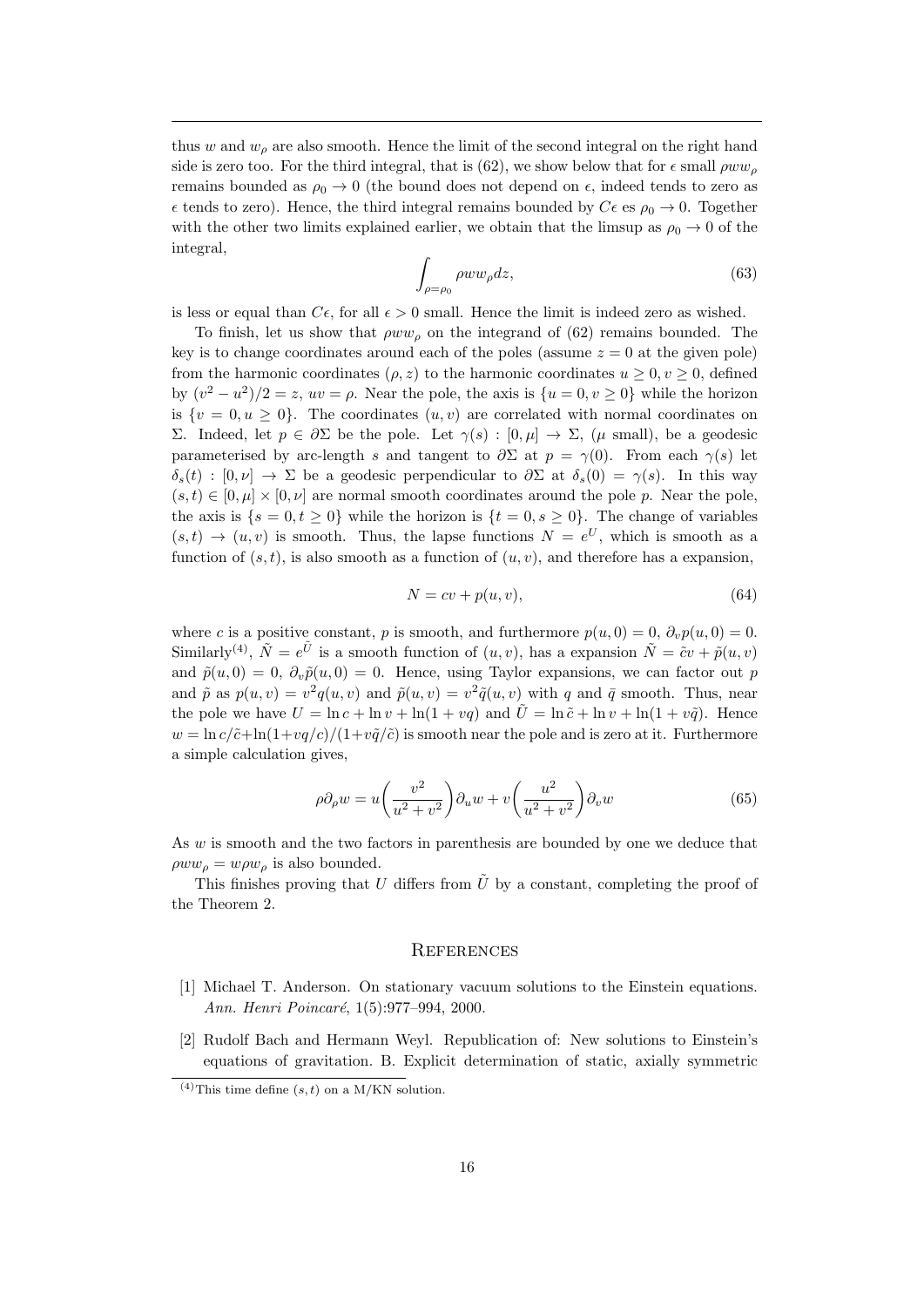thus $w$ and $w_\rho$ are also smooth. Hence the limit of the second integral on the right hand side is zero too. For the third integral, that is (62), we show below that for $\epsilon$ small $\rho w w_\rho$ remains bounded as $\rho_0 \to 0$ (the bound does not depend on $\epsilon$, indeed tends to zero as $\epsilon$ tends to zero). Hence, the third integral remains bounded by $C\epsilon$ es $\rho_0 \to 0$. Together with the other two limits explained earlier, we obtain that the limsup as $\rho_0 \to 0$ of the integral,

$$\int_{\rho=\rho_0} \rho w w_\rho dz, \tag{63}$$

is less or equal than $C\epsilon$, for all $\epsilon > 0$ small. Hence the limit is indeed zero as wished.

To finish, let us show that $\rho w w_\rho$ on the integrand of (62) remains bounded. The key is to change coordinates around each of the poles (assume $z = 0$ at the given pole) from the harmonic coordinates $(\rho, z)$ to the harmonic coordinates $u \geq 0, v \geq 0$, defined by $(v^2 - u^2)/2 = z$, $uv = \rho$. Near the pole, the axis is $\{u = 0, v \geq 0\}$ while the horizon is $\{v = 0, u \geq 0\}$. The coordinates $(u, v)$ are correlated with normal coordinates on $\Sigma$. Indeed, let $p \in \partial\Sigma$ be the pole. Let $\gamma(s) : [0, \mu] \to \Sigma$, ($\mu$ small), be a geodesic parameterised by arc-length $s$ and tangent to $\partial\Sigma$ at $p = \gamma(0)$. From each $\gamma(s)$ let $\delta_s(t) : [0, \nu] \to \Sigma$ be a geodesic perpendicular to $\partial\Sigma$ at $\delta_s(0) = \gamma(s)$. In this way $(s, t) \in [0, \mu] \times [0, \nu]$ are normal smooth coordinates around the pole $p$. Near the pole, the axis is $\{s = 0, t \geq 0\}$ while the horizon is $\{t = 0, s \geq 0\}$. The change of variables $(s, t) \to (u, v)$ is smooth. Thus, the lapse functions $N = e^U$, which is smooth as a function of $(s, t)$, is also smooth as a function of $(u, v)$, and therefore has a expansion,

$$N = cv + p(u, v), \tag{64}$$

where $c$ is a positive constant, $p$ is smooth, and furthermore $p(u, 0) = 0$, $\partial_v p(u, 0) = 0$. Similarly[(4)], $\tilde{N} = e^{\tilde{U}}$ is a smooth function of $(u, v)$, has a expansion $\tilde{N} = \tilde{c}v + \tilde{p}(u, v)$ and $\tilde{p}(u, 0) = 0$, $\partial_v \tilde{p}(u, 0) = 0$. Hence, using Taylor expansions, we can factor out $p$ and $\tilde{p}$ as $p(u, v) = v^2 q(u, v)$ and $\tilde{p}(u, v) = v^2 \tilde{q}(u, v)$ with $q$ and $\bar{q}$ smooth. Thus, near the pole we have $U = \ln c + \ln v + \ln(1 + vq)$ and $\tilde{U} = \ln \tilde{c} + \ln v + \ln(1 + v\tilde{q})$. Hence $w = \ln c/\tilde{c} + \ln(1+vq/c)/(1+v\tilde{q}/\tilde{c})$ is smooth near the pole and is zero at it. Furthermore a simple calculation gives,

$$\rho \partial_\rho w = u\left(\frac{v^2}{u^2 + v^2}\right)\partial_u w + v\left(\frac{u^2}{u^2 + v^2}\right)\partial_v w \tag{65}$$

As $w$ is smooth and the two factors in parenthesis are bounded by one we deduce that $\rho w w_\rho = w \rho w_\rho$ is also bounded.

This finishes proving that $U$ differs from $\tilde{U}$ by a constant, completing the proof of the Theorem 2.

## References

[1] Michael T. Anderson. On stationary vacuum solutions to the Einstein equations. *Ann. Henri Poincaré*, 1(5):977–994, 2000.

[2] Rudolf Bach and Hermann Weyl. Republication of: New solutions to Einstein's equations of gravitation. B. Explicit determination of static, axially symmetric

---

(4) This time define $(s, t)$ on a M/KN solution.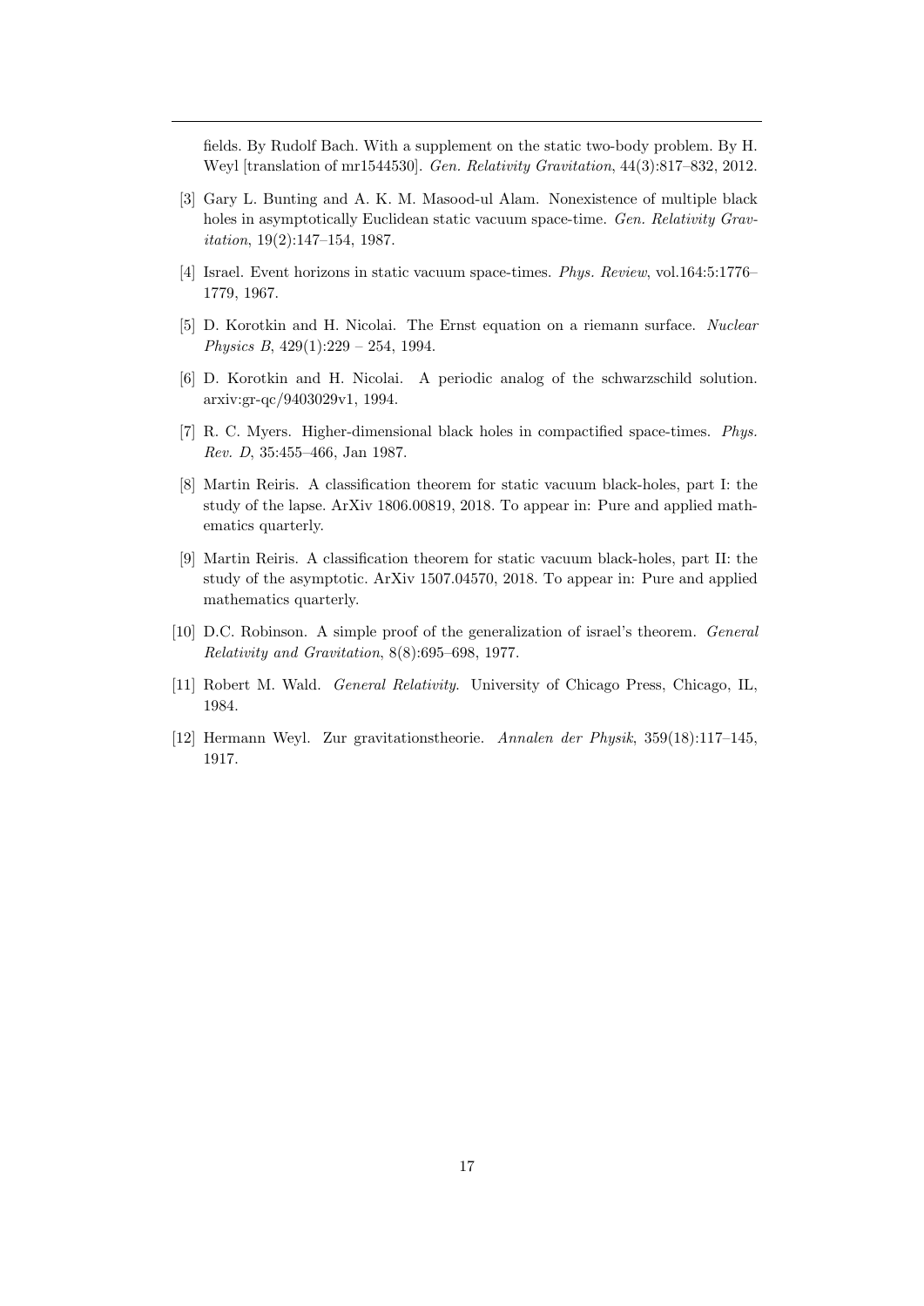fields. By Rudolf Bach. With a supplement on the static two-body problem. By H. Weyl [translation of mr1544530]. *Gen. Relativity Gravitation*, 44(3):817–832, 2012.

[3] Gary L. Bunting and A. K. M. Masood-ul Alam. Nonexistence of multiple black holes in asymptotically Euclidean static vacuum space-time. *Gen. Relativity Gravitation*, 19(2):147–154, 1987.

[4] Israel. Event horizons in static vacuum space-times. *Phys. Review*, vol.164:5:1776–1779, 1967.

[5] D. Korotkin and H. Nicolai. The Ernst equation on a riemann surface. *Nuclear Physics B*, 429(1):229 – 254, 1994.

[6] D. Korotkin and H. Nicolai. A periodic analog of the schwarzschild solution. arxiv:gr-qc/9403029v1, 1994.

[7] R. C. Myers. Higher-dimensional black holes in compactified space-times. *Phys. Rev. D*, 35:455–466, Jan 1987.

[8] Martin Reiris. A classification theorem for static vacuum black-holes, part I: the study of the lapse. ArXiv 1806.00819, 2018. To appear in: Pure and applied mathematics quarterly.

[9] Martin Reiris. A classification theorem for static vacuum black-holes, part II: the study of the asymptotic. ArXiv 1507.04570, 2018. To appear in: Pure and applied mathematics quarterly.

[10] D.C. Robinson. A simple proof of the generalization of israel's theorem. *General Relativity and Gravitation*, 8(8):695–698, 1977.

[11] Robert M. Wald. *General Relativity*. University of Chicago Press, Chicago, IL, 1984.

[12] Hermann Weyl. Zur gravitationstheorie. *Annalen der Physik*, 359(18):117–145, 1917.